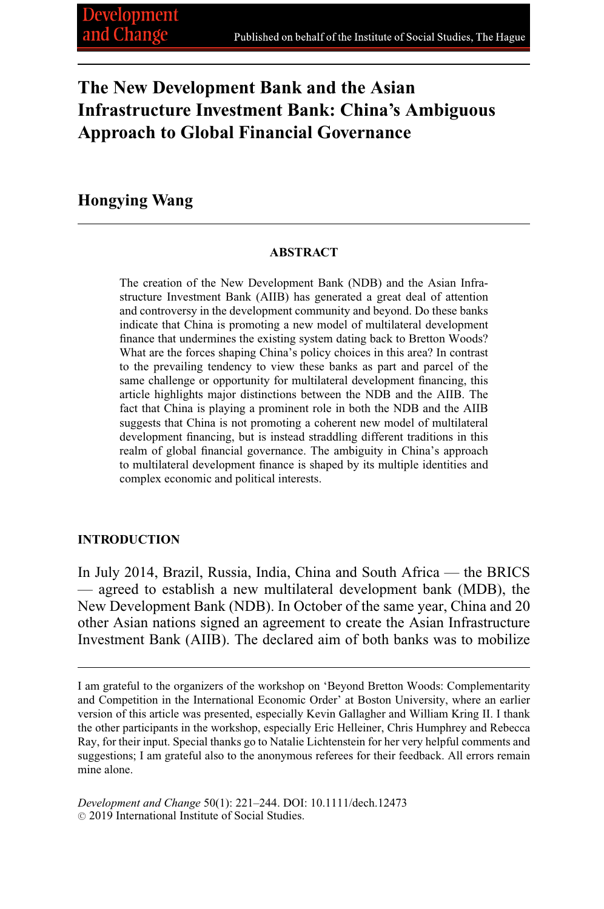# The New Development Bank and the Asian Infrastructure Investment Bank: China's Ambiguous Approach to Global Financial Governance

## Hongying Wang

### ABSTRACT

The creation of the New Development Bank (NDB) and the Asian Infrastructure Investment Bank (AIIB) has generated a great deal of attention and controversy in the development community and beyond. Do these banks indicate that China is promoting a new model of multilateral development finance that undermines the existing system dating back to Bretton Woods? What are the forces shaping China's policy choices in this area? In contrast to the prevailing tendency to view these banks as part and parcel of the same challenge or opportunity for multilateral development financing, this article highlights major distinctions between the NDB and the AIIB. The fact that China is playing a prominent role in both the NDB and the AIIB suggests that China is not promoting a coherent new model of multilateral development financing, but is instead straddling different traditions in this realm of global financial governance. The ambiguity in China's approach to multilateral development finance is shaped by its multiple identities and complex economic and political interests.

### INTRODUCTION

In July 2014, Brazil, Russia, India, China and South Africa — the BRICS — agreed to establish a new multilateral development bank (MDB), the New Development Bank (NDB). In October of the same year, China and 20 other Asian nations signed an agreement to create the Asian Infrastructure Investment Bank (AIIB). The declared aim of both banks was to mobilize

---

I am grateful to the organizers of the workshop on 'Beyond Bretton Woods: Complementarity and Competition in the International Economic Order' at Boston University, where an earlier version of this article was presented, especially Kevin Gallagher and William Kring II. I thank the other participants in the workshop, especially Eric Helleiner, Chris Humphrey and Rebecca Ray, for their input. Special thanks go to Natalie Lichtenstein for her very helpful comments and suggestions; I am grateful also to the anonymous referees for their feedback. All errors remain mine alone.

*Development and Change* 50(1): 221–244. DOI: 10.1111/dech.12473
© 2019 International Institute of Social Studies.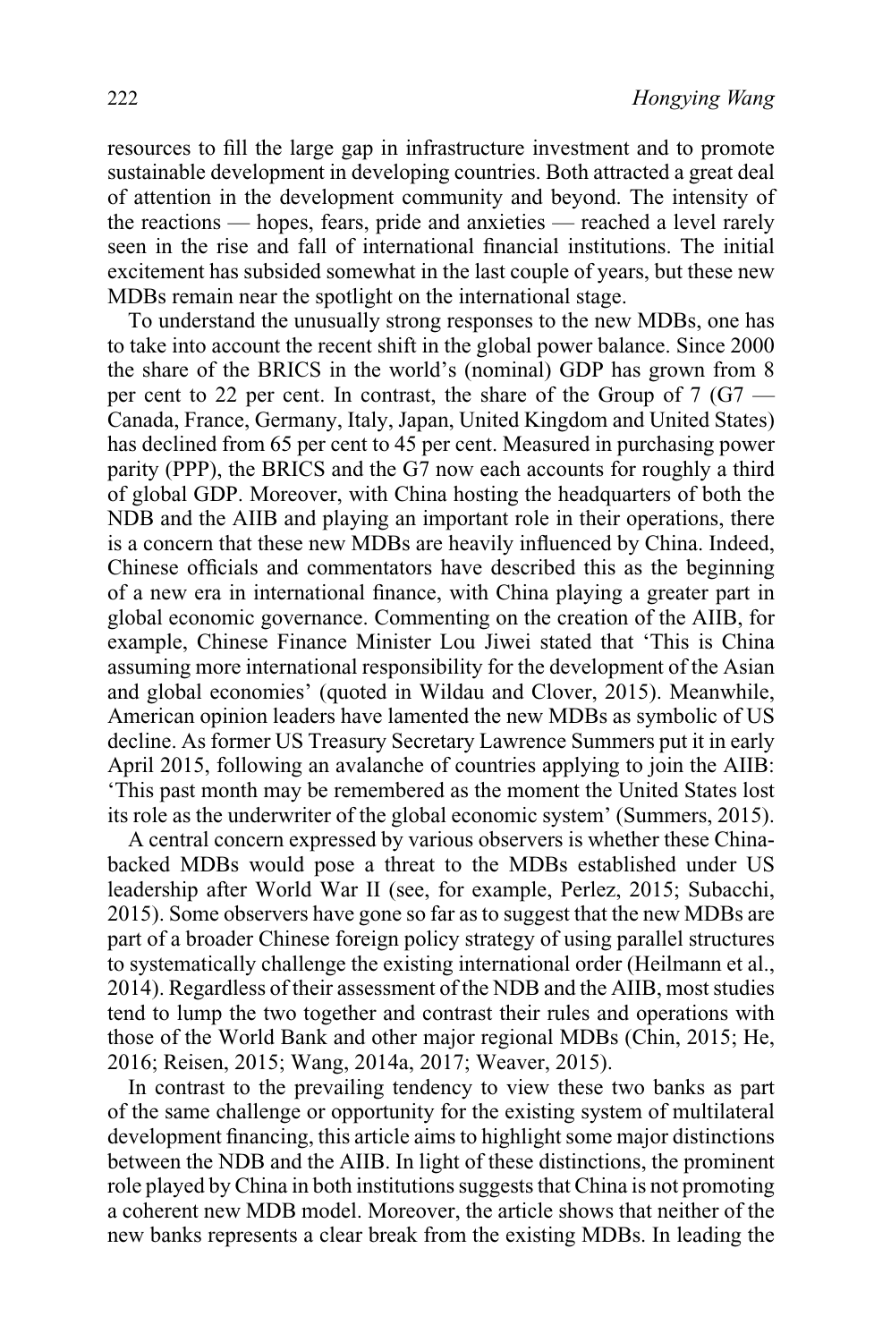resources to fill the large gap in infrastructure investment and to promote sustainable development in developing countries. Both attracted a great deal of attention in the development community and beyond. The intensity of the reactions — hopes, fears, pride and anxieties — reached a level rarely seen in the rise and fall of international financial institutions. The initial excitement has subsided somewhat in the last couple of years, but these new MDBs remain near the spotlight on the international stage.

To understand the unusually strong responses to the new MDBs, one has to take into account the recent shift in the global power balance. Since 2000 the share of the BRICS in the world's (nominal) GDP has grown from 8 per cent to 22 per cent. In contrast, the share of the Group of 7 (G7 — Canada, France, Germany, Italy, Japan, United Kingdom and United States) has declined from 65 per cent to 45 per cent. Measured in purchasing power parity (PPP), the BRICS and the G7 now each accounts for roughly a third of global GDP. Moreover, with China hosting the headquarters of both the NDB and the AIIB and playing an important role in their operations, there is a concern that these new MDBs are heavily influenced by China. Indeed, Chinese officials and commentators have described this as the beginning of a new era in international finance, with China playing a greater part in global economic governance. Commenting on the creation of the AIIB, for example, Chinese Finance Minister Lou Jiwei stated that 'This is China assuming more international responsibility for the development of the Asian and global economies' (quoted in Wildau and Clover, 2015). Meanwhile, American opinion leaders have lamented the new MDBs as symbolic of US decline. As former US Treasury Secretary Lawrence Summers put it in early April 2015, following an avalanche of countries applying to join the AIIB: 'This past month may be remembered as the moment the United States lost its role as the underwriter of the global economic system' (Summers, 2015).

A central concern expressed by various observers is whether these China-backed MDBs would pose a threat to the MDBs established under US leadership after World War II (see, for example, Perlez, 2015; Subacchi, 2015). Some observers have gone so far as to suggest that the new MDBs are part of a broader Chinese foreign policy strategy of using parallel structures to systematically challenge the existing international order (Heilmann et al., 2014). Regardless of their assessment of the NDB and the AIIB, most studies tend to lump the two together and contrast their rules and operations with those of the World Bank and other major regional MDBs (Chin, 2015; He, 2016; Reisen, 2015; Wang, 2014a, 2017; Weaver, 2015).

In contrast to the prevailing tendency to view these two banks as part of the same challenge or opportunity for the existing system of multilateral development financing, this article aims to highlight some major distinctions between the NDB and the AIIB. In light of these distinctions, the prominent role played by China in both institutions suggests that China is not promoting a coherent new MDB model. Moreover, the article shows that neither of the new banks represents a clear break from the existing MDBs. In leading the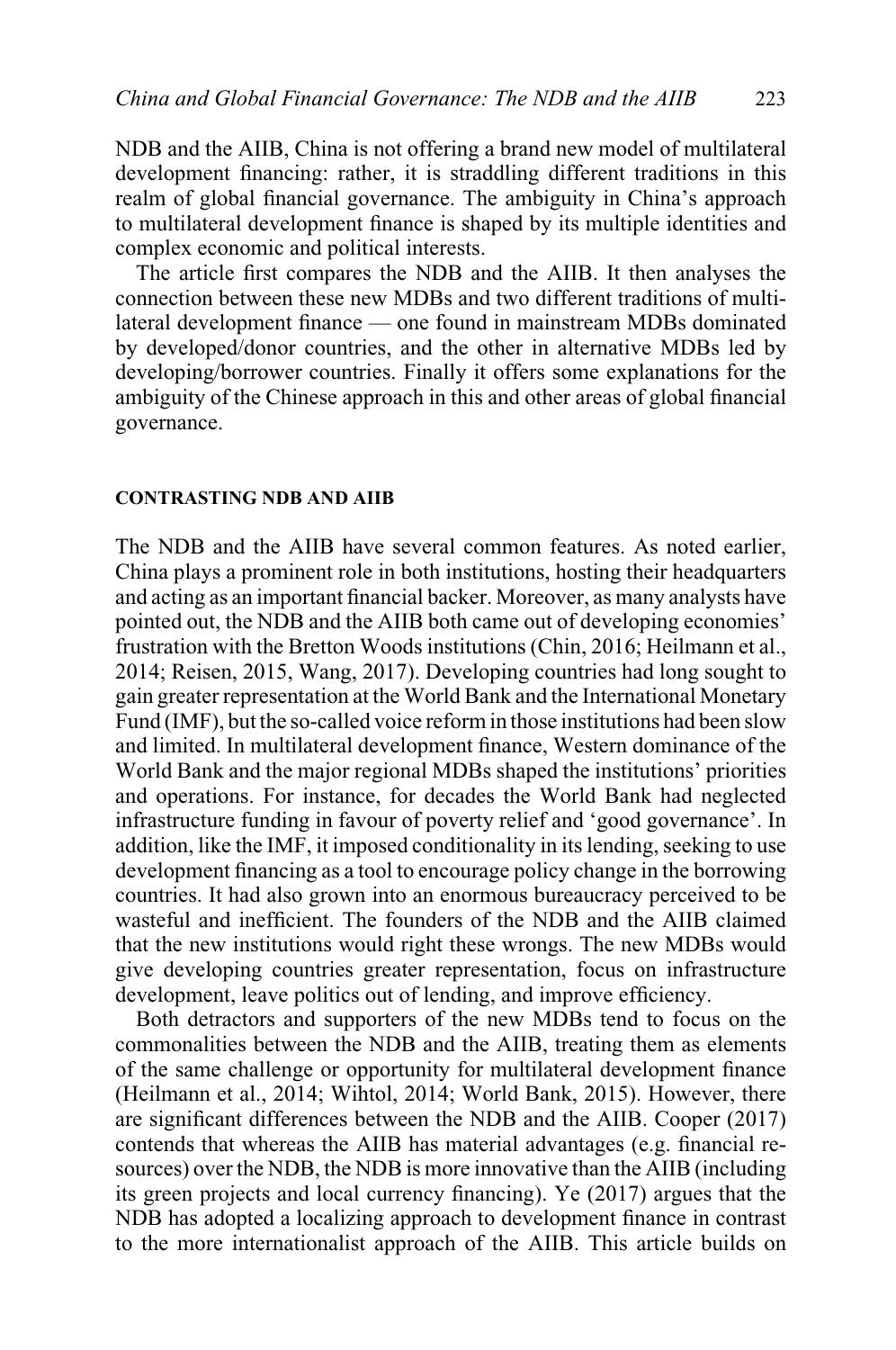NDB and the AIIB, China is not offering a brand new model of multilateral development financing: rather, it is straddling different traditions in this realm of global financial governance. The ambiguity in China's approach to multilateral development finance is shaped by its multiple identities and complex economic and political interests.

The article first compares the NDB and the AIIB. It then analyses the connection between these new MDBs and two different traditions of multilateral development finance — one found in mainstream MDBs dominated by developed/donor countries, and the other in alternative MDBs led by developing/borrower countries. Finally it offers some explanations for the ambiguity of the Chinese approach in this and other areas of global financial governance.

## CONTRASTING NDB AND AIIB

The NDB and the AIIB have several common features. As noted earlier, China plays a prominent role in both institutions, hosting their headquarters and acting as an important financial backer. Moreover, as many analysts have pointed out, the NDB and the AIIB both came out of developing economies' frustration with the Bretton Woods institutions (Chin, 2016; Heilmann et al., 2014; Reisen, 2015, Wang, 2017). Developing countries had long sought to gain greater representation at the World Bank and the International Monetary Fund (IMF), but the so-called voice reform in those institutions had been slow and limited. In multilateral development finance, Western dominance of the World Bank and the major regional MDBs shaped the institutions' priorities and operations. For instance, for decades the World Bank had neglected infrastructure funding in favour of poverty relief and 'good governance'. In addition, like the IMF, it imposed conditionality in its lending, seeking to use development financing as a tool to encourage policy change in the borrowing countries. It had also grown into an enormous bureaucracy perceived to be wasteful and inefficient. The founders of the NDB and the AIIB claimed that the new institutions would right these wrongs. The new MDBs would give developing countries greater representation, focus on infrastructure development, leave politics out of lending, and improve efficiency.

Both detractors and supporters of the new MDBs tend to focus on the commonalities between the NDB and the AIIB, treating them as elements of the same challenge or opportunity for multilateral development finance (Heilmann et al., 2014; Wihtol, 2014; World Bank, 2015). However, there are significant differences between the NDB and the AIIB. Cooper (2017) contends that whereas the AIIB has material advantages (e.g. financial resources) over the NDB, the NDB is more innovative than the AIIB (including its green projects and local currency financing). Ye (2017) argues that the NDB has adopted a localizing approach to development finance in contrast to the more internationalist approach of the AIIB. This article builds on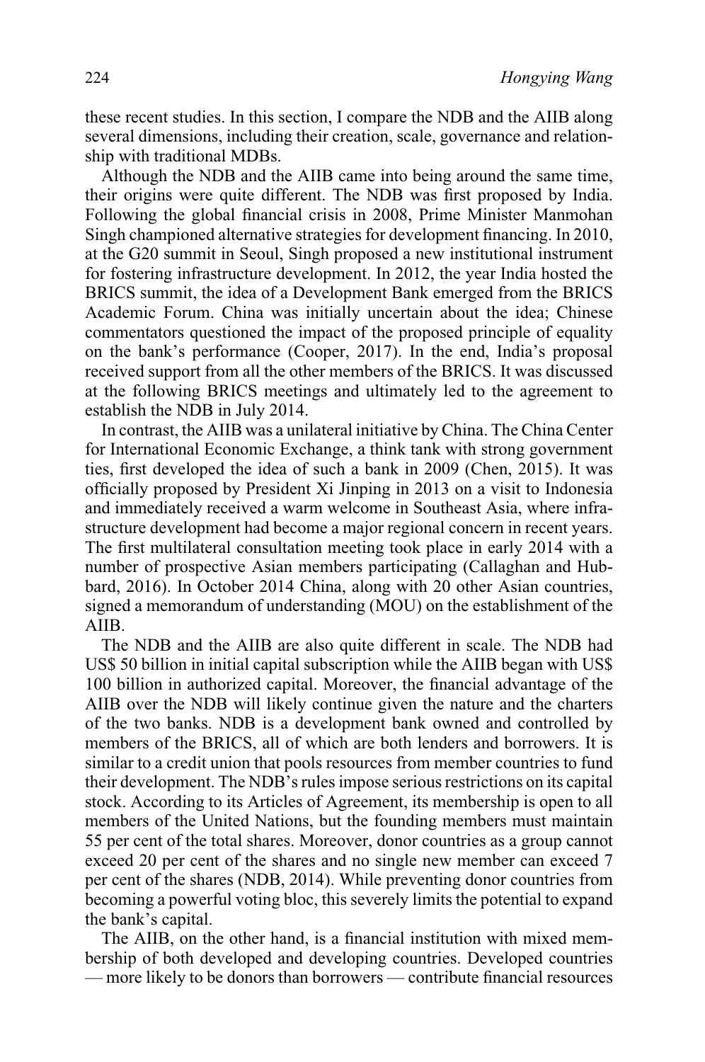these recent studies. In this section, I compare the NDB and the AIIB along several dimensions, including their creation, scale, governance and relationship with traditional MDBs.

Although the NDB and the AIIB came into being around the same time, their origins were quite different. The NDB was first proposed by India. Following the global financial crisis in 2008, Prime Minister Manmohan Singh championed alternative strategies for development financing. In 2010, at the G20 summit in Seoul, Singh proposed a new institutional instrument for fostering infrastructure development. In 2012, the year India hosted the BRICS summit, the idea of a Development Bank emerged from the BRICS Academic Forum. China was initially uncertain about the idea; Chinese commentators questioned the impact of the proposed principle of equality on the bank's performance (Cooper, 2017). In the end, India's proposal received support from all the other members of the BRICS. It was discussed at the following BRICS meetings and ultimately led to the agreement to establish the NDB in July 2014.

In contrast, the AIIB was a unilateral initiative by China. The China Center for International Economic Exchange, a think tank with strong government ties, first developed the idea of such a bank in 2009 (Chen, 2015). It was officially proposed by President Xi Jinping in 2013 on a visit to Indonesia and immediately received a warm welcome in Southeast Asia, where infrastructure development had become a major regional concern in recent years. The first multilateral consultation meeting took place in early 2014 with a number of prospective Asian members participating (Callaghan and Hubbard, 2016). In October 2014 China, along with 20 other Asian countries, signed a memorandum of understanding (MOU) on the establishment of the AIIB.

The NDB and the AIIB are also quite different in scale. The NDB had US$ 50 billion in initial capital subscription while the AIIB began with US$ 100 billion in authorized capital. Moreover, the financial advantage of the AIIB over the NDB will likely continue given the nature and the charters of the two banks. NDB is a development bank owned and controlled by members of the BRICS, all of which are both lenders and borrowers. It is similar to a credit union that pools resources from member countries to fund their development. The NDB's rules impose serious restrictions on its capital stock. According to its Articles of Agreement, its membership is open to all members of the United Nations, but the founding members must maintain 55 per cent of the total shares. Moreover, donor countries as a group cannot exceed 20 per cent of the shares and no single new member can exceed 7 per cent of the shares (NDB, 2014). While preventing donor countries from becoming a powerful voting bloc, this severely limits the potential to expand the bank's capital.

The AIIB, on the other hand, is a financial institution with mixed membership of both developed and developing countries. Developed countries — more likely to be donors than borrowers — contribute financial resources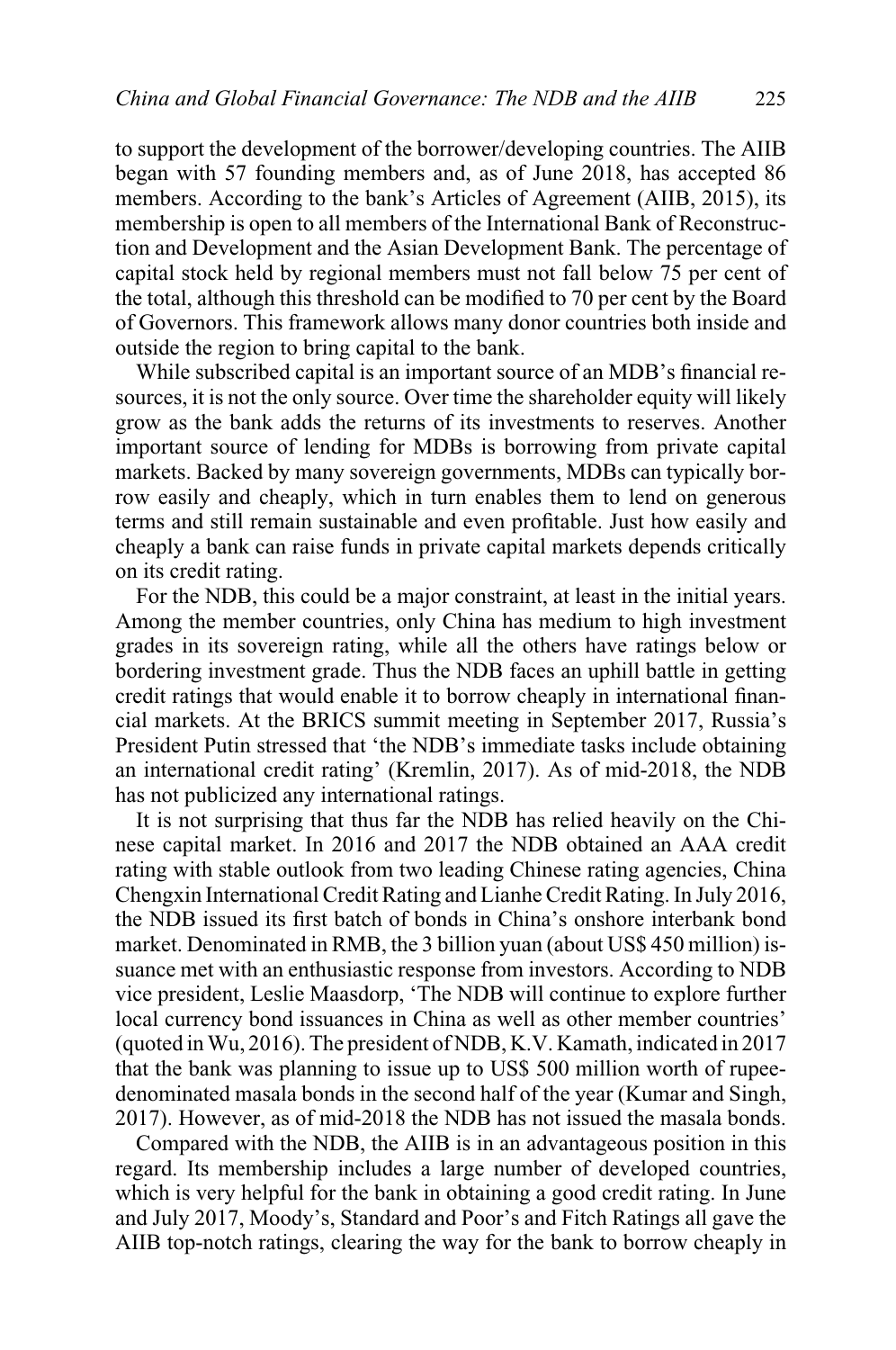to support the development of the borrower/developing countries. The AIIB began with 57 founding members and, as of June 2018, has accepted 86 members. According to the bank's Articles of Agreement (AIIB, 2015), its membership is open to all members of the International Bank of Reconstruction and Development and the Asian Development Bank. The percentage of capital stock held by regional members must not fall below 75 per cent of the total, although this threshold can be modified to 70 per cent by the Board of Governors. This framework allows many donor countries both inside and outside the region to bring capital to the bank.

While subscribed capital is an important source of an MDB's financial resources, it is not the only source. Over time the shareholder equity will likely grow as the bank adds the returns of its investments to reserves. Another important source of lending for MDBs is borrowing from private capital markets. Backed by many sovereign governments, MDBs can typically borrow easily and cheaply, which in turn enables them to lend on generous terms and still remain sustainable and even profitable. Just how easily and cheaply a bank can raise funds in private capital markets depends critically on its credit rating.

For the NDB, this could be a major constraint, at least in the initial years. Among the member countries, only China has medium to high investment grades in its sovereign rating, while all the others have ratings below or bordering investment grade. Thus the NDB faces an uphill battle in getting credit ratings that would enable it to borrow cheaply in international financial markets. At the BRICS summit meeting in September 2017, Russia's President Putin stressed that 'the NDB's immediate tasks include obtaining an international credit rating' (Kremlin, 2017). As of mid-2018, the NDB has not publicized any international ratings.

It is not surprising that thus far the NDB has relied heavily on the Chinese capital market. In 2016 and 2017 the NDB obtained an AAA credit rating with stable outlook from two leading Chinese rating agencies, China Chengxin International Credit Rating and Lianhe Credit Rating. In July 2016, the NDB issued its first batch of bonds in China's onshore interbank bond market. Denominated in RMB, the 3 billion yuan (about US$ 450 million) issuance met with an enthusiastic response from investors. According to NDB vice president, Leslie Maasdorp, 'The NDB will continue to explore further local currency bond issuances in China as well as other member countries' (quoted in Wu, 2016). The president of NDB, K.V. Kamath, indicated in 2017 that the bank was planning to issue up to US$ 500 million worth of rupee-denominated masala bonds in the second half of the year (Kumar and Singh, 2017). However, as of mid-2018 the NDB has not issued the masala bonds.

Compared with the NDB, the AIIB is in an advantageous position in this regard. Its membership includes a large number of developed countries, which is very helpful for the bank in obtaining a good credit rating. In June and July 2017, Moody's, Standard and Poor's and Fitch Ratings all gave the AIIB top-notch ratings, clearing the way for the bank to borrow cheaply in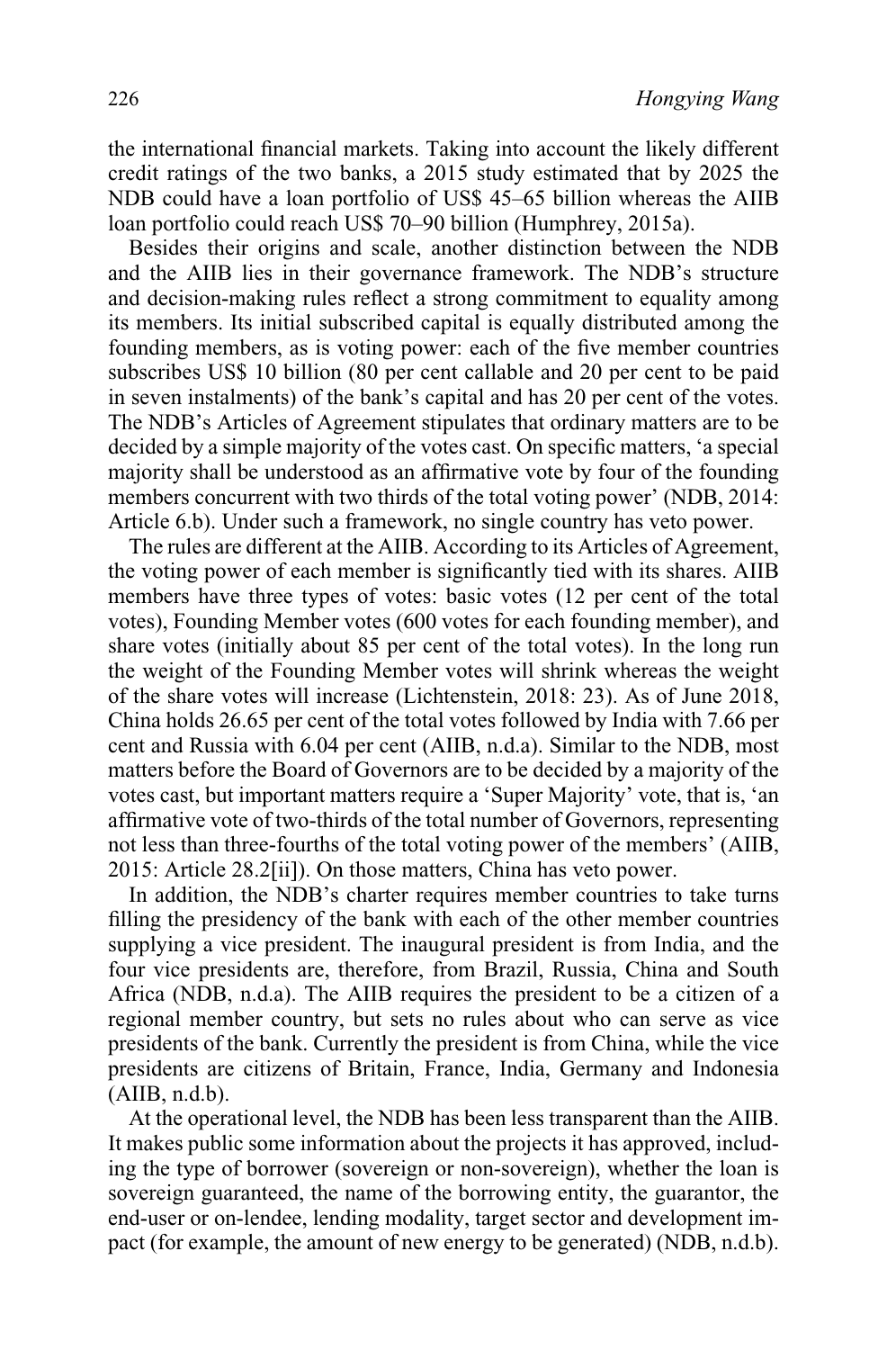the international financial markets. Taking into account the likely different credit ratings of the two banks, a 2015 study estimated that by 2025 the NDB could have a loan portfolio of US$ 45–65 billion whereas the AIIB loan portfolio could reach US$ 70–90 billion (Humphrey, 2015a).

Besides their origins and scale, another distinction between the NDB and the AIIB lies in their governance framework. The NDB's structure and decision-making rules reflect a strong commitment to equality among its members. Its initial subscribed capital is equally distributed among the founding members, as is voting power: each of the five member countries subscribes US$ 10 billion (80 per cent callable and 20 per cent to be paid in seven instalments) of the bank's capital and has 20 per cent of the votes. The NDB's Articles of Agreement stipulates that ordinary matters are to be decided by a simple majority of the votes cast. On specific matters, 'a special majority shall be understood as an affirmative vote by four of the founding members concurrent with two thirds of the total voting power' (NDB, 2014: Article 6.b). Under such a framework, no single country has veto power.

The rules are different at the AIIB. According to its Articles of Agreement, the voting power of each member is significantly tied with its shares. AIIB members have three types of votes: basic votes (12 per cent of the total votes), Founding Member votes (600 votes for each founding member), and share votes (initially about 85 per cent of the total votes). In the long run the weight of the Founding Member votes will shrink whereas the weight of the share votes will increase (Lichtenstein, 2018: 23). As of June 2018, China holds 26.65 per cent of the total votes followed by India with 7.66 per cent and Russia with 6.04 per cent (AIIB, n.d.a). Similar to the NDB, most matters before the Board of Governors are to be decided by a majority of the votes cast, but important matters require a 'Super Majority' vote, that is, 'an affirmative vote of two-thirds of the total number of Governors, representing not less than three-fourths of the total voting power of the members' (AIIB, 2015: Article 28.2[ii]). On those matters, China has veto power.

In addition, the NDB's charter requires member countries to take turns filling the presidency of the bank with each of the other member countries supplying a vice president. The inaugural president is from India, and the four vice presidents are, therefore, from Brazil, Russia, China and South Africa (NDB, n.d.a). The AIIB requires the president to be a citizen of a regional member country, but sets no rules about who can serve as vice presidents of the bank. Currently the president is from China, while the vice presidents are citizens of Britain, France, India, Germany and Indonesia (AIIB, n.d.b).

At the operational level, the NDB has been less transparent than the AIIB. It makes public some information about the projects it has approved, including the type of borrower (sovereign or non-sovereign), whether the loan is sovereign guaranteed, the name of the borrowing entity, the guarantor, the end-user or on-lendee, lending modality, target sector and development impact (for example, the amount of new energy to be generated) (NDB, n.d.b).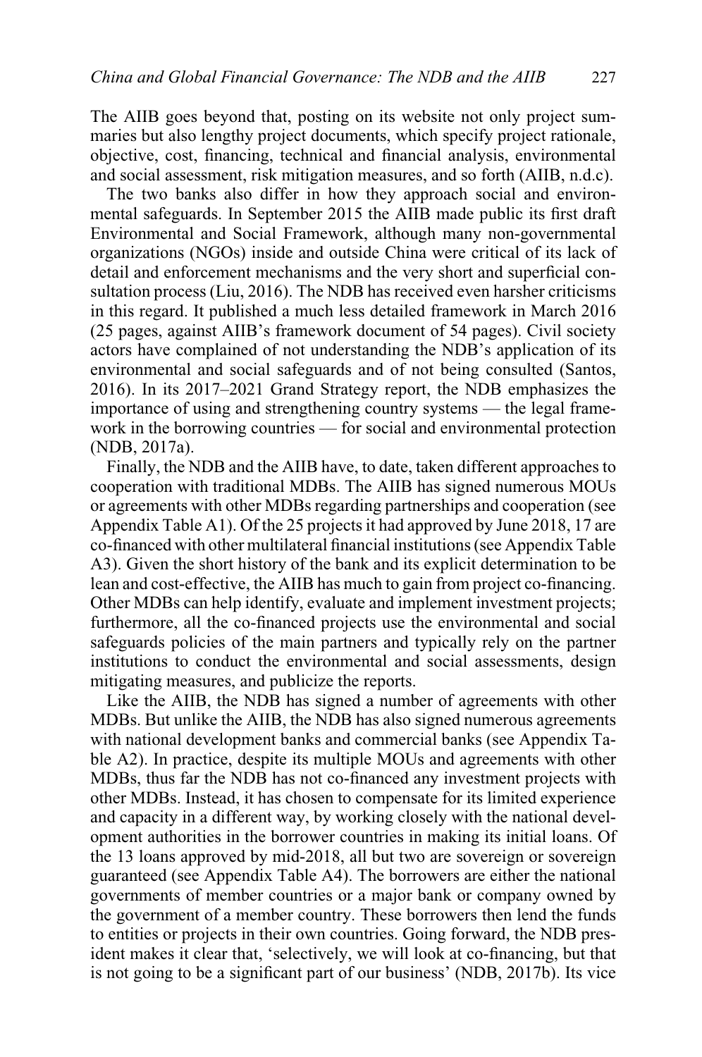The AIIB goes beyond that, posting on its website not only project summaries but also lengthy project documents, which specify project rationale, objective, cost, financing, technical and financial analysis, environmental and social assessment, risk mitigation measures, and so forth (AIIB, n.d.c).

The two banks also differ in how they approach social and environmental safeguards. In September 2015 the AIIB made public its first draft Environmental and Social Framework, although many non-governmental organizations (NGOs) inside and outside China were critical of its lack of detail and enforcement mechanisms and the very short and superficial consultation process (Liu, 2016). The NDB has received even harsher criticisms in this regard. It published a much less detailed framework in March 2016 (25 pages, against AIIB's framework document of 54 pages). Civil society actors have complained of not understanding the NDB's application of its environmental and social safeguards and of not being consulted (Santos, 2016). In its 2017–2021 Grand Strategy report, the NDB emphasizes the importance of using and strengthening country systems — the legal framework in the borrowing countries — for social and environmental protection (NDB, 2017a).

Finally, the NDB and the AIIB have, to date, taken different approaches to cooperation with traditional MDBs. The AIIB has signed numerous MOUs or agreements with other MDBs regarding partnerships and cooperation (see Appendix Table A1). Of the 25 projects it had approved by June 2018, 17 are co-financed with other multilateral financial institutions (see Appendix Table A3). Given the short history of the bank and its explicit determination to be lean and cost-effective, the AIIB has much to gain from project co-financing. Other MDBs can help identify, evaluate and implement investment projects; furthermore, all the co-financed projects use the environmental and social safeguards policies of the main partners and typically rely on the partner institutions to conduct the environmental and social assessments, design mitigating measures, and publicize the reports.

Like the AIIB, the NDB has signed a number of agreements with other MDBs. But unlike the AIIB, the NDB has also signed numerous agreements with national development banks and commercial banks (see Appendix Table A2). In practice, despite its multiple MOUs and agreements with other MDBs, thus far the NDB has not co-financed any investment projects with other MDBs. Instead, it has chosen to compensate for its limited experience and capacity in a different way, by working closely with the national development authorities in the borrower countries in making its initial loans. Of the 13 loans approved by mid-2018, all but two are sovereign or sovereign guaranteed (see Appendix Table A4). The borrowers are either the national governments of member countries or a major bank or company owned by the government of a member country. These borrowers then lend the funds to entities or projects in their own countries. Going forward, the NDB president makes it clear that, 'selectively, we will look at co-financing, but that is not going to be a significant part of our business' (NDB, 2017b). Its vice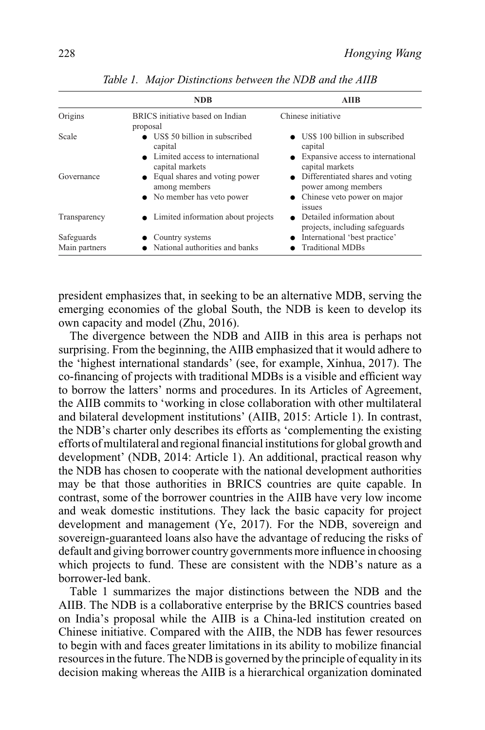*Table 1. Major Distinctions between the NDB and the AIIB*

| | NDB | AIIB |
|---|---|---|
| Origins | BRICS initiative based on Indian proposal | Chinese initiative |
| Scale | ● US$ 50 billion in subscribed capital<br>● Limited access to international capital markets | ● US$ 100 billion in subscribed capital<br>● Expansive access to international capital markets |
| Governance | ● Equal shares and voting power among members<br>● No member has veto power | ● Differentiated shares and voting power among members<br>● Chinese veto power on major issues |
| Transparency | ● Limited information about projects | ● Detailed information about projects, including safeguards |
| Safeguards | ● Country systems | ● International 'best practice' |
| Main partners | ● National authorities and banks | ● Traditional MDBs |

president emphasizes that, in seeking to be an alternative MDB, serving the emerging economies of the global South, the NDB is keen to develop its own capacity and model (Zhu, 2016).

The divergence between the NDB and AIIB in this area is perhaps not surprising. From the beginning, the AIIB emphasized that it would adhere to the 'highest international standards' (see, for example, Xinhua, 2017). The co-financing of projects with traditional MDBs is a visible and efficient way to borrow the latters' norms and procedures. In its Articles of Agreement, the AIIB commits to 'working in close collaboration with other multilateral and bilateral development institutions' (AIIB, 2015: Article 1). In contrast, the NDB's charter only describes its efforts as 'complementing the existing efforts of multilateral and regional financial institutions for global growth and development' (NDB, 2014: Article 1). An additional, practical reason why the NDB has chosen to cooperate with the national development authorities may be that those authorities in BRICS countries are quite capable. In contrast, some of the borrower countries in the AIIB have very low income and weak domestic institutions. They lack the basic capacity for project development and management (Ye, 2017). For the NDB, sovereign and sovereign-guaranteed loans also have the advantage of reducing the risks of default and giving borrower country governments more influence in choosing which projects to fund. These are consistent with the NDB's nature as a borrower-led bank.

Table 1 summarizes the major distinctions between the NDB and the AIIB. The NDB is a collaborative enterprise by the BRICS countries based on India's proposal while the AIIB is a China-led institution created on Chinese initiative. Compared with the AIIB, the NDB has fewer resources to begin with and faces greater limitations in its ability to mobilize financial resources in the future. The NDB is governed by the principle of equality in its decision making whereas the AIIB is a hierarchical organization dominated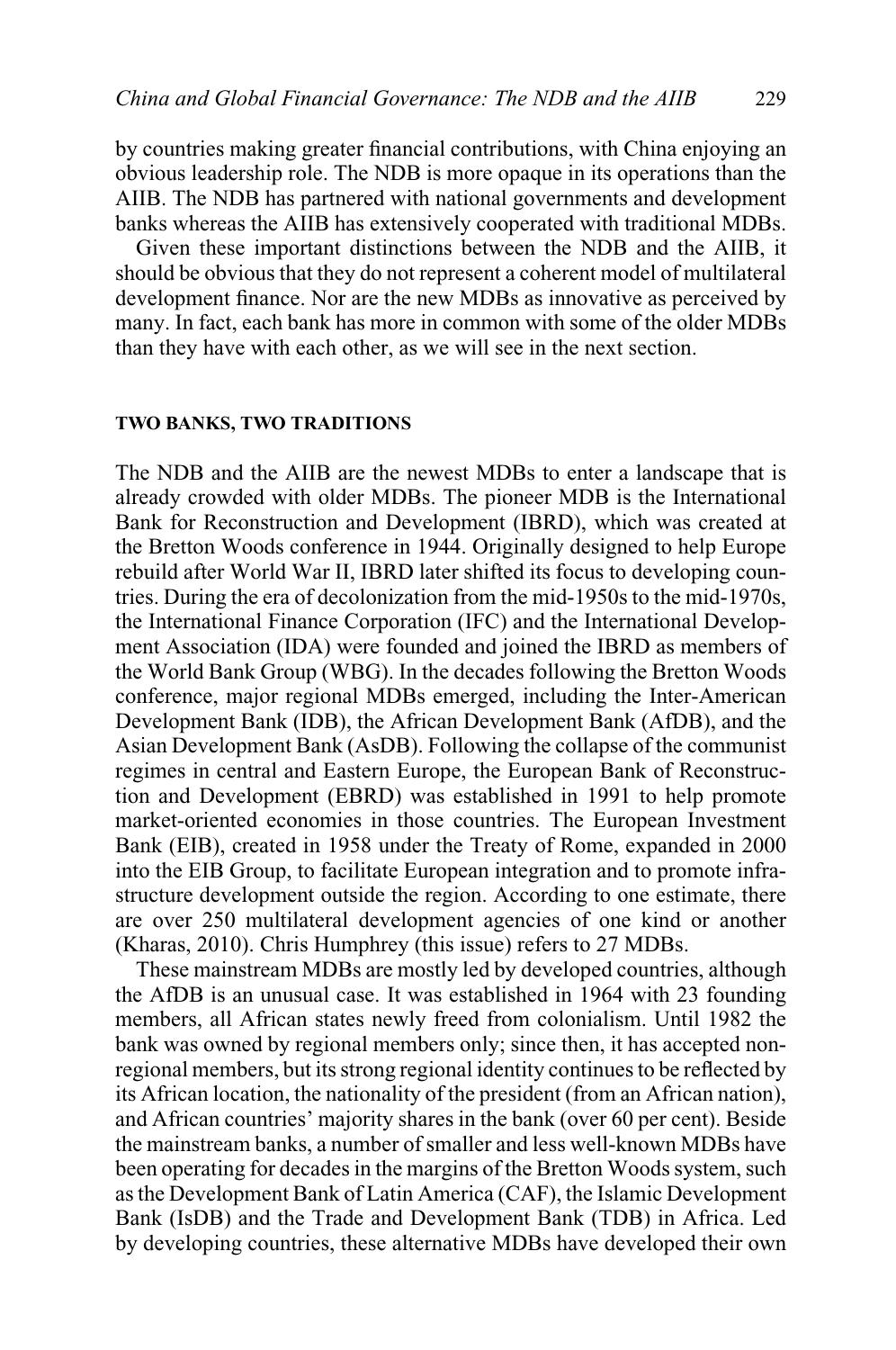by countries making greater financial contributions, with China enjoying an obvious leadership role. The NDB is more opaque in its operations than the AIIB. The NDB has partnered with national governments and development banks whereas the AIIB has extensively cooperated with traditional MDBs.

Given these important distinctions between the NDB and the AIIB, it should be obvious that they do not represent a coherent model of multilateral development finance. Nor are the new MDBs as innovative as perceived by many. In fact, each bank has more in common with some of the older MDBs than they have with each other, as we will see in the next section.

## TWO BANKS, TWO TRADITIONS

The NDB and the AIIB are the newest MDBs to enter a landscape that is already crowded with older MDBs. The pioneer MDB is the International Bank for Reconstruction and Development (IBRD), which was created at the Bretton Woods conference in 1944. Originally designed to help Europe rebuild after World War II, IBRD later shifted its focus to developing countries. During the era of decolonization from the mid-1950s to the mid-1970s, the International Finance Corporation (IFC) and the International Development Association (IDA) were founded and joined the IBRD as members of the World Bank Group (WBG). In the decades following the Bretton Woods conference, major regional MDBs emerged, including the Inter-American Development Bank (IDB), the African Development Bank (AfDB), and the Asian Development Bank (AsDB). Following the collapse of the communist regimes in central and Eastern Europe, the European Bank of Reconstruction and Development (EBRD) was established in 1991 to help promote market-oriented economies in those countries. The European Investment Bank (EIB), created in 1958 under the Treaty of Rome, expanded in 2000 into the EIB Group, to facilitate European integration and to promote infrastructure development outside the region. According to one estimate, there are over 250 multilateral development agencies of one kind or another (Kharas, 2010). Chris Humphrey (this issue) refers to 27 MDBs.

These mainstream MDBs are mostly led by developed countries, although the AfDB is an unusual case. It was established in 1964 with 23 founding members, all African states newly freed from colonialism. Until 1982 the bank was owned by regional members only; since then, it has accepted non-regional members, but its strong regional identity continues to be reflected by its African location, the nationality of the president (from an African nation), and African countries' majority shares in the bank (over 60 per cent). Beside the mainstream banks, a number of smaller and less well-known MDBs have been operating for decades in the margins of the Bretton Woods system, such as the Development Bank of Latin America (CAF), the Islamic Development Bank (IsDB) and the Trade and Development Bank (TDB) in Africa. Led by developing countries, these alternative MDBs have developed their own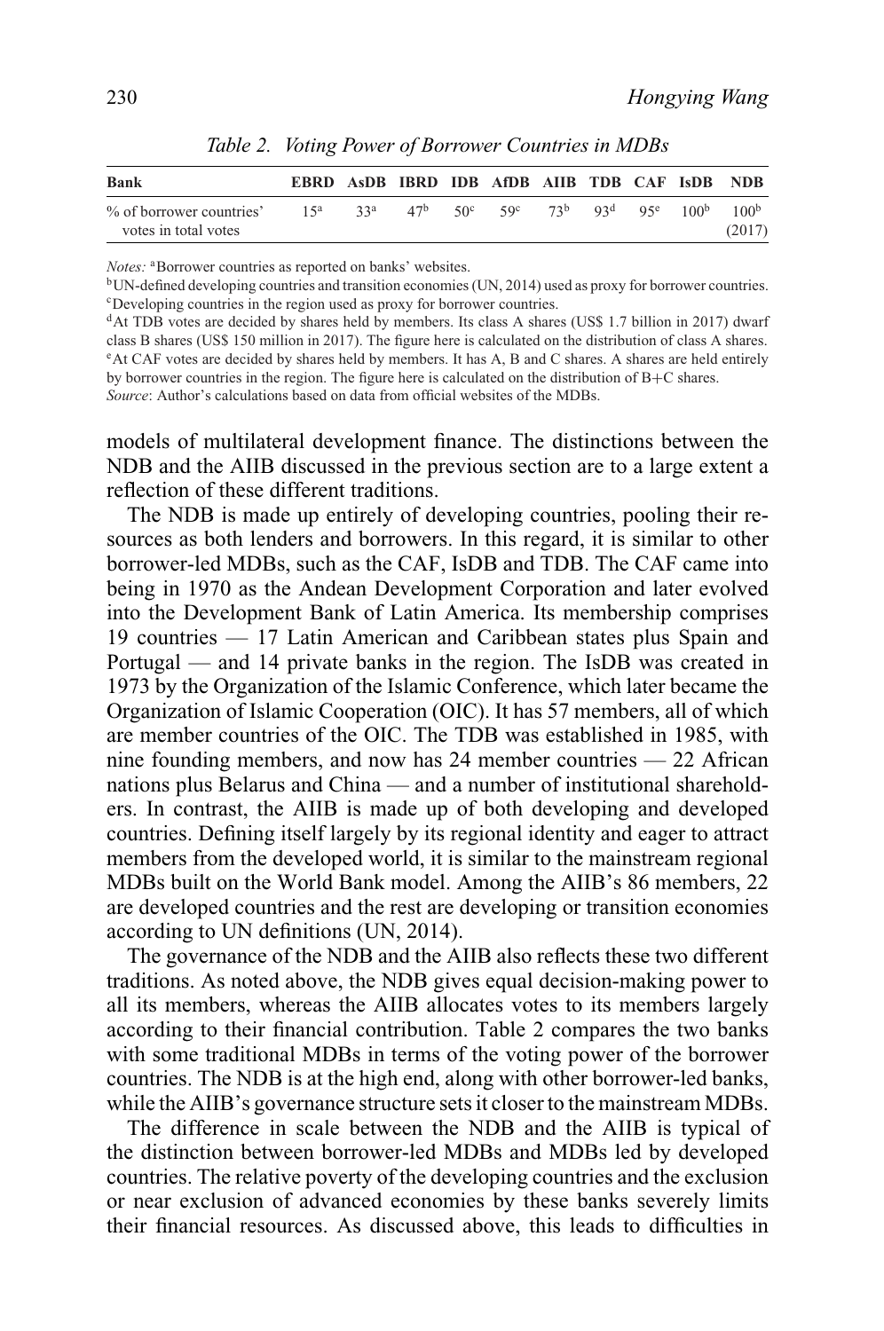*Table 2. Voting Power of Borrower Countries in MDBs*

| Bank | EBRD | AsDB | IBRD | IDB | AfDB | AIIB | TDB | CAF | IsDB | NDB |
|---|---|---|---|---|---|---|---|---|---|---|
| % of borrower countries' votes in total votes | 15[a] | 33[a] | 47[b] | 50[c] | 59[c] | 73[b] | 93[d] | 95[e] | 100[b] | 100[b] (2017) |

*Notes:* [a]Borrower countries as reported on banks' websites.
[b]UN-defined developing countries and transition economies (UN, 2014) used as proxy for borrower countries.
[c]Developing countries in the region used as proxy for borrower countries.
[d]At TDB votes are decided by shares held by members. Its class A shares (US$ 1.7 billion in 2017) dwarf class B shares (US$ 150 million in 2017). The figure here is calculated on the distribution of class A shares.
[e]At CAF votes are decided by shares held by members. It has A, B and C shares. A shares are held entirely by borrower countries in the region. The figure here is calculated on the distribution of B+C shares.
*Source*: Author's calculations based on data from official websites of the MDBs.

models of multilateral development finance. The distinctions between the NDB and the AIIB discussed in the previous section are to a large extent a reflection of these different traditions.

The NDB is made up entirely of developing countries, pooling their resources as both lenders and borrowers. In this regard, it is similar to other borrower-led MDBs, such as the CAF, IsDB and TDB. The CAF came into being in 1970 as the Andean Development Corporation and later evolved into the Development Bank of Latin America. Its membership comprises 19 countries — 17 Latin American and Caribbean states plus Spain and Portugal — and 14 private banks in the region. The IsDB was created in 1973 by the Organization of the Islamic Conference, which later became the Organization of Islamic Cooperation (OIC). It has 57 members, all of which are member countries of the OIC. The TDB was established in 1985, with nine founding members, and now has 24 member countries — 22 African nations plus Belarus and China — and a number of institutional shareholders. In contrast, the AIIB is made up of both developing and developed countries. Defining itself largely by its regional identity and eager to attract members from the developed world, it is similar to the mainstream regional MDBs built on the World Bank model. Among the AIIB's 86 members, 22 are developed countries and the rest are developing or transition economies according to UN definitions (UN, 2014).

The governance of the NDB and the AIIB also reflects these two different traditions. As noted above, the NDB gives equal decision-making power to all its members, whereas the AIIB allocates votes to its members largely according to their financial contribution. Table 2 compares the two banks with some traditional MDBs in terms of the voting power of the borrower countries. The NDB is at the high end, along with other borrower-led banks, while the AIIB's governance structure sets it closer to the mainstream MDBs.

The difference in scale between the NDB and the AIIB is typical of the distinction between borrower-led MDBs and MDBs led by developed countries. The relative poverty of the developing countries and the exclusion or near exclusion of advanced economies by these banks severely limits their financial resources. As discussed above, this leads to difficulties in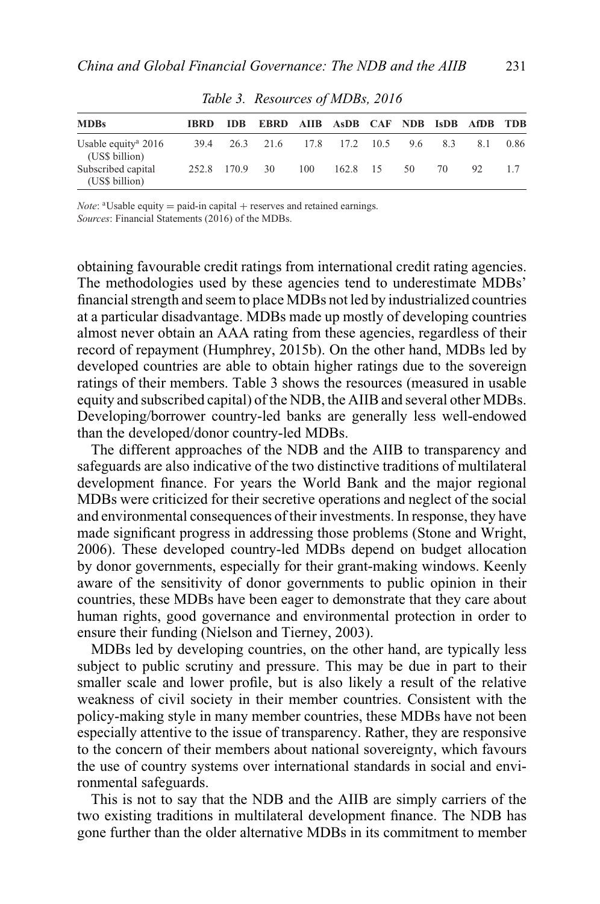*Table 3. Resources of MDBs, 2016*

| MDBs | IBRD | IDB | EBRD | AIIB | AsDB | CAF | NDB | IsDB | AfDB | TDB |
|---|---|---|---|---|---|---|---|---|---|---|
| Usable equity[a] 2016 (US$ billion) | 39.4 | 26.3 | 21.6 | 17.8 | 17.2 | 10.5 | 9.6 | 8.3 | 8.1 | 0.86 |
| Subscribed capital (US$ billion) | 252.8 | 170.9 | 30 | 100 | 162.8 | 15 | 50 | 70 | 92 | 1.7 |

*Note*: [a]Usable equity = paid-in capital + reserves and retained earnings.
*Sources*: Financial Statements (2016) of the MDBs.

obtaining favourable credit ratings from international credit rating agencies. The methodologies used by these agencies tend to underestimate MDBs' financial strength and seem to place MDBs not led by industrialized countries at a particular disadvantage. MDBs made up mostly of developing countries almost never obtain an AAA rating from these agencies, regardless of their record of repayment (Humphrey, 2015b). On the other hand, MDBs led by developed countries are able to obtain higher ratings due to the sovereign ratings of their members. Table 3 shows the resources (measured in usable equity and subscribed capital) of the NDB, the AIIB and several other MDBs. Developing/borrower country-led banks are generally less well-endowed than the developed/donor country-led MDBs.

The different approaches of the NDB and the AIIB to transparency and safeguards are also indicative of the two distinctive traditions of multilateral development finance. For years the World Bank and the major regional MDBs were criticized for their secretive operations and neglect of the social and environmental consequences of their investments. In response, they have made significant progress in addressing those problems (Stone and Wright, 2006). These developed country-led MDBs depend on budget allocation by donor governments, especially for their grant-making windows. Keenly aware of the sensitivity of donor governments to public opinion in their countries, these MDBs have been eager to demonstrate that they care about human rights, good governance and environmental protection in order to ensure their funding (Nielson and Tierney, 2003).

MDBs led by developing countries, on the other hand, are typically less subject to public scrutiny and pressure. This may be due in part to their smaller scale and lower profile, but is also likely a result of the relative weakness of civil society in their member countries. Consistent with the policy-making style in many member countries, these MDBs have not been especially attentive to the issue of transparency. Rather, they are responsive to the concern of their members about national sovereignty, which favours the use of country systems over international standards in social and environmental safeguards.

This is not to say that the NDB and the AIIB are simply carriers of the two existing traditions in multilateral development finance. The NDB has gone further than the older alternative MDBs in its commitment to member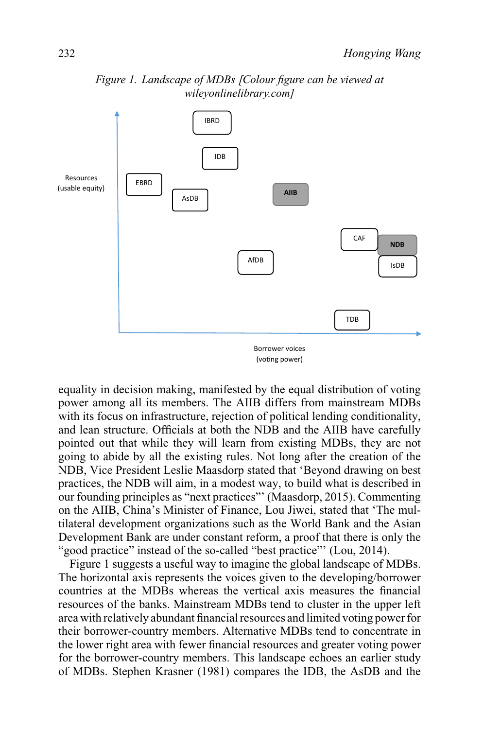*Figure 1. Landscape of MDBs [Colour figure can be viewed at wileyonlinelibrary.com]*

equality in decision making, manifested by the equal distribution of voting power among all its members. The AIIB differs from mainstream MDBs with its focus on infrastructure, rejection of political lending conditionality, and lean structure. Officials at both the NDB and the AIIB have carefully pointed out that while they will learn from existing MDBs, they are not going to abide by all the existing rules. Not long after the creation of the NDB, Vice President Leslie Maasdorp stated that 'Beyond drawing on best practices, the NDB will aim, in a modest way, to build what is described in our founding principles as "next practices"' (Maasdorp, 2015). Commenting on the AIIB, China's Minister of Finance, Lou Jiwei, stated that 'The multilateral development organizations such as the World Bank and the Asian Development Bank are under constant reform, a proof that there is only the "good practice" instead of the so-called "best practice"' (Lou, 2014).

Figure 1 suggests a useful way to imagine the global landscape of MDBs. The horizontal axis represents the voices given to the developing/borrower countries at the MDBs whereas the vertical axis measures the financial resources of the banks. Mainstream MDBs tend to cluster in the upper left area with relatively abundant financial resources and limited voting power for their borrower-country members. Alternative MDBs tend to concentrate in the lower right area with fewer financial resources and greater voting power for the borrower-country members. This landscape echoes an earlier study of MDBs. Stephen Krasner (1981) compares the IDB, the AsDB and the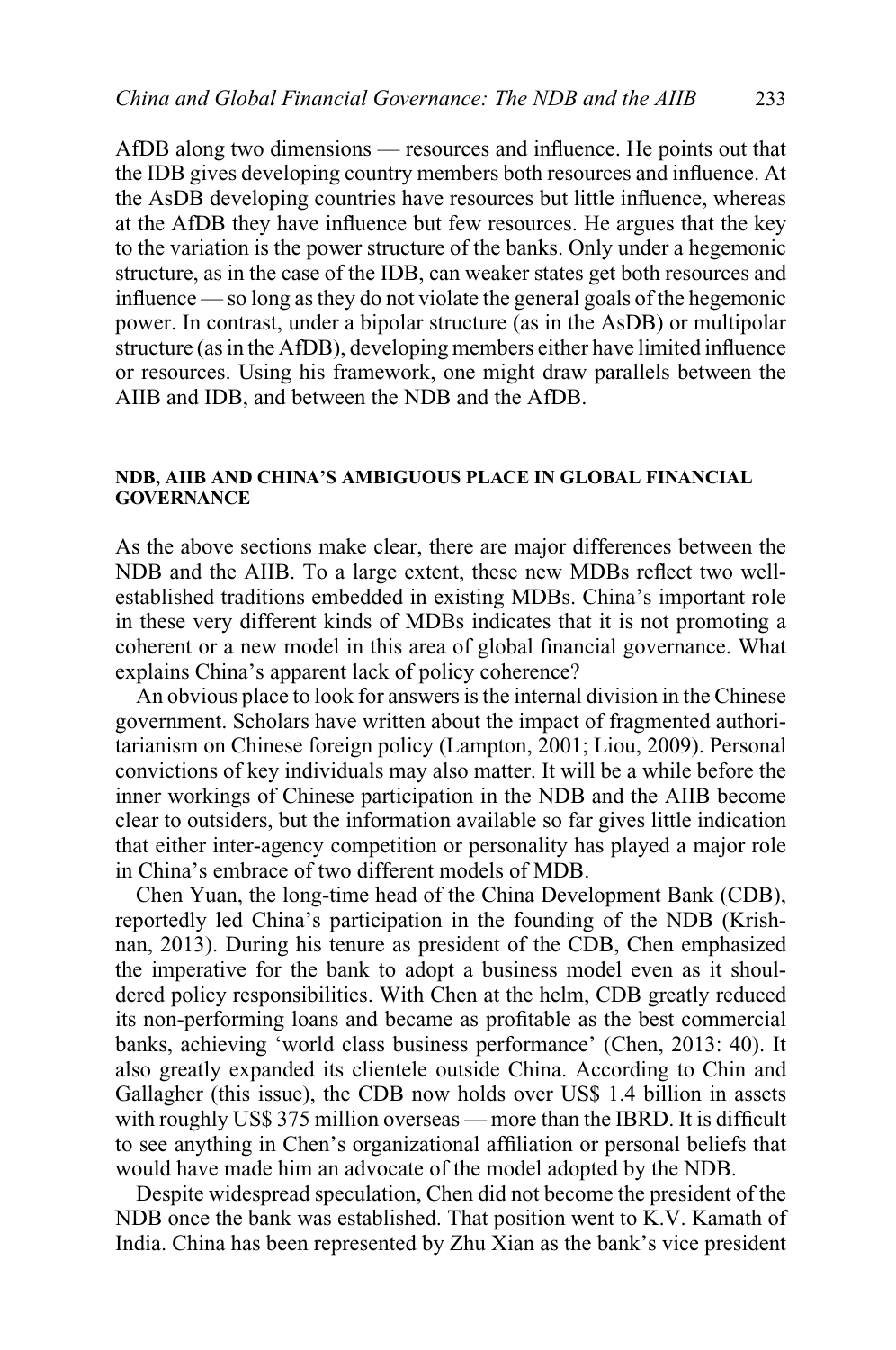AfDB along two dimensions — resources and influence. He points out that the IDB gives developing country members both resources and influence. At the AsDB developing countries have resources but little influence, whereas at the AfDB they have influence but few resources. He argues that the key to the variation is the power structure of the banks. Only under a hegemonic structure, as in the case of the IDB, can weaker states get both resources and influence — so long as they do not violate the general goals of the hegemonic power. In contrast, under a bipolar structure (as in the AsDB) or multipolar structure (as in the AfDB), developing members either have limited influence or resources. Using his framework, one might draw parallels between the AIIB and IDB, and between the NDB and the AfDB.

## NDB, AIIB AND CHINA'S AMBIGUOUS PLACE IN GLOBAL FINANCIAL GOVERNANCE

As the above sections make clear, there are major differences between the NDB and the AIIB. To a large extent, these new MDBs reflect two well-established traditions embedded in existing MDBs. China's important role in these very different kinds of MDBs indicates that it is not promoting a coherent or a new model in this area of global financial governance. What explains China's apparent lack of policy coherence?

An obvious place to look for answers is the internal division in the Chinese government. Scholars have written about the impact of fragmented authoritarianism on Chinese foreign policy (Lampton, 2001; Liou, 2009). Personal convictions of key individuals may also matter. It will be a while before the inner workings of Chinese participation in the NDB and the AIIB become clear to outsiders, but the information available so far gives little indication that either inter-agency competition or personality has played a major role in China's embrace of two different models of MDB.

Chen Yuan, the long-time head of the China Development Bank (CDB), reportedly led China's participation in the founding of the NDB (Krishnan, 2013). During his tenure as president of the CDB, Chen emphasized the imperative for the bank to adopt a business model even as it shouldered policy responsibilities. With Chen at the helm, CDB greatly reduced its non-performing loans and became as profitable as the best commercial banks, achieving 'world class business performance' (Chen, 2013: 40). It also greatly expanded its clientele outside China. According to Chin and Gallagher (this issue), the CDB now holds over US$ 1.4 billion in assets with roughly US$ 375 million overseas — more than the IBRD. It is difficult to see anything in Chen's organizational affiliation or personal beliefs that would have made him an advocate of the model adopted by the NDB.

Despite widespread speculation, Chen did not become the president of the NDB once the bank was established. That position went to K.V. Kamath of India. China has been represented by Zhu Xian as the bank's vice president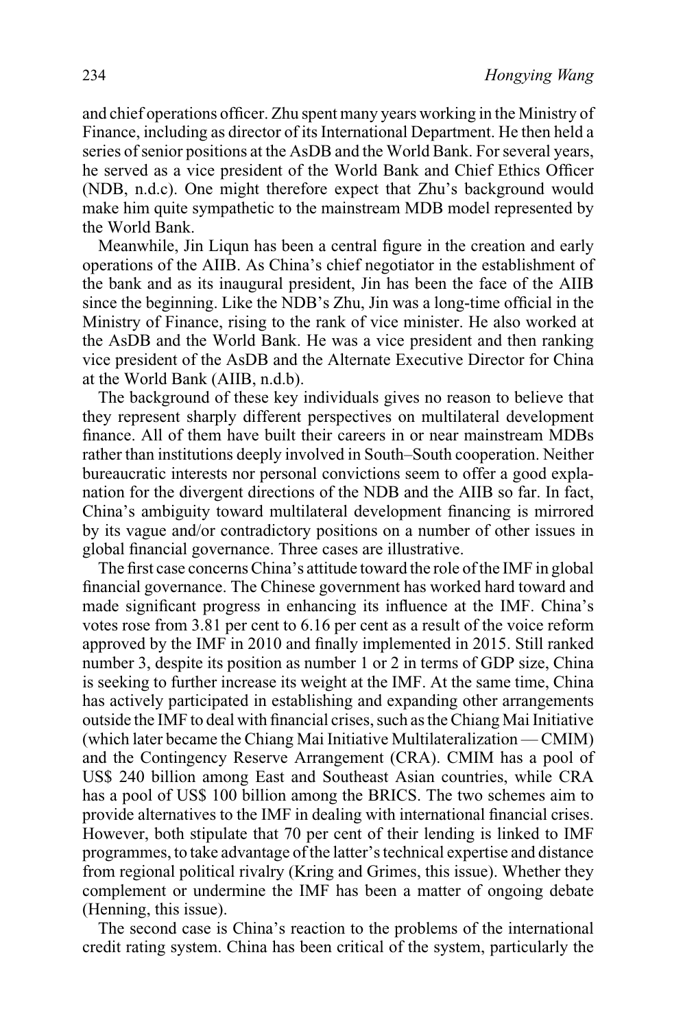and chief operations officer. Zhu spent many years working in the Ministry of Finance, including as director of its International Department. He then held a series of senior positions at the AsDB and the World Bank. For several years, he served as a vice president of the World Bank and Chief Ethics Officer (NDB, n.d.c). One might therefore expect that Zhu's background would make him quite sympathetic to the mainstream MDB model represented by the World Bank.

Meanwhile, Jin Liqun has been a central figure in the creation and early operations of the AIIB. As China's chief negotiator in the establishment of the bank and as its inaugural president, Jin has been the face of the AIIB since the beginning. Like the NDB's Zhu, Jin was a long-time official in the Ministry of Finance, rising to the rank of vice minister. He also worked at the AsDB and the World Bank. He was a vice president and then ranking vice president of the AsDB and the Alternate Executive Director for China at the World Bank (AIIB, n.d.b).

The background of these key individuals gives no reason to believe that they represent sharply different perspectives on multilateral development finance. All of them have built their careers in or near mainstream MDBs rather than institutions deeply involved in South–South cooperation. Neither bureaucratic interests nor personal convictions seem to offer a good explanation for the divergent directions of the NDB and the AIIB so far. In fact, China's ambiguity toward multilateral development financing is mirrored by its vague and/or contradictory positions on a number of other issues in global financial governance. Three cases are illustrative.

The first case concerns China's attitude toward the role of the IMF in global financial governance. The Chinese government has worked hard toward and made significant progress in enhancing its influence at the IMF. China's votes rose from 3.81 per cent to 6.16 per cent as a result of the voice reform approved by the IMF in 2010 and finally implemented in 2015. Still ranked number 3, despite its position as number 1 or 2 in terms of GDP size, China is seeking to further increase its weight at the IMF. At the same time, China has actively participated in establishing and expanding other arrangements outside the IMF to deal with financial crises, such as the Chiang Mai Initiative (which later became the Chiang Mai Initiative Multilateralization — CMIM) and the Contingency Reserve Arrangement (CRA). CMIM has a pool of US$ 240 billion among East and Southeast Asian countries, while CRA has a pool of US$ 100 billion among the BRICS. The two schemes aim to provide alternatives to the IMF in dealing with international financial crises. However, both stipulate that 70 per cent of their lending is linked to IMF programmes, to take advantage of the latter's technical expertise and distance from regional political rivalry (Kring and Grimes, this issue). Whether they complement or undermine the IMF has been a matter of ongoing debate (Henning, this issue).

The second case is China's reaction to the problems of the international credit rating system. China has been critical of the system, particularly the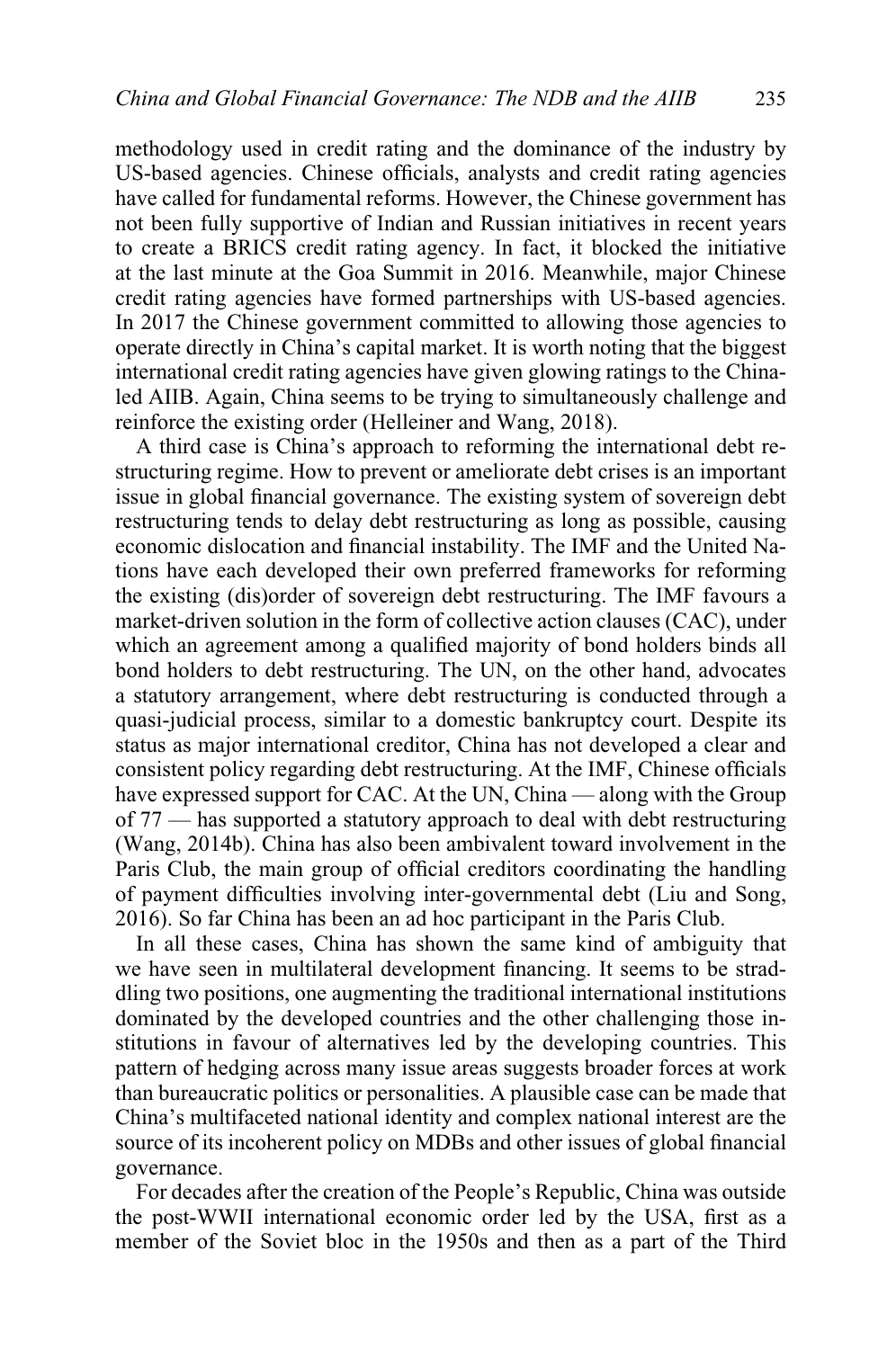methodology used in credit rating and the dominance of the industry by US-based agencies. Chinese officials, analysts and credit rating agencies have called for fundamental reforms. However, the Chinese government has not been fully supportive of Indian and Russian initiatives in recent years to create a BRICS credit rating agency. In fact, it blocked the initiative at the last minute at the Goa Summit in 2016. Meanwhile, major Chinese credit rating agencies have formed partnerships with US-based agencies. In 2017 the Chinese government committed to allowing those agencies to operate directly in China's capital market. It is worth noting that the biggest international credit rating agencies have given glowing ratings to the China-led AIIB. Again, China seems to be trying to simultaneously challenge and reinforce the existing order (Helleiner and Wang, 2018).

A third case is China's approach to reforming the international debt restructuring regime. How to prevent or ameliorate debt crises is an important issue in global financial governance. The existing system of sovereign debt restructuring tends to delay debt restructuring as long as possible, causing economic dislocation and financial instability. The IMF and the United Nations have each developed their own preferred frameworks for reforming the existing (dis)order of sovereign debt restructuring. The IMF favours a market-driven solution in the form of collective action clauses (CAC), under which an agreement among a qualified majority of bond holders binds all bond holders to debt restructuring. The UN, on the other hand, advocates a statutory arrangement, where debt restructuring is conducted through a quasi-judicial process, similar to a domestic bankruptcy court. Despite its status as major international creditor, China has not developed a clear and consistent policy regarding debt restructuring. At the IMF, Chinese officials have expressed support for CAC. At the UN, China — along with the Group of 77 — has supported a statutory approach to deal with debt restructuring (Wang, 2014b). China has also been ambivalent toward involvement in the Paris Club, the main group of official creditors coordinating the handling of payment difficulties involving inter-governmental debt (Liu and Song, 2016). So far China has been an ad hoc participant in the Paris Club.

In all these cases, China has shown the same kind of ambiguity that we have seen in multilateral development financing. It seems to be straddling two positions, one augmenting the traditional international institutions dominated by the developed countries and the other challenging those institutions in favour of alternatives led by the developing countries. This pattern of hedging across many issue areas suggests broader forces at work than bureaucratic politics or personalities. A plausible case can be made that China's multifaceted national identity and complex national interest are the source of its incoherent policy on MDBs and other issues of global financial governance.

For decades after the creation of the People's Republic, China was outside the post-WWII international economic order led by the USA, first as a member of the Soviet bloc in the 1950s and then as a part of the Third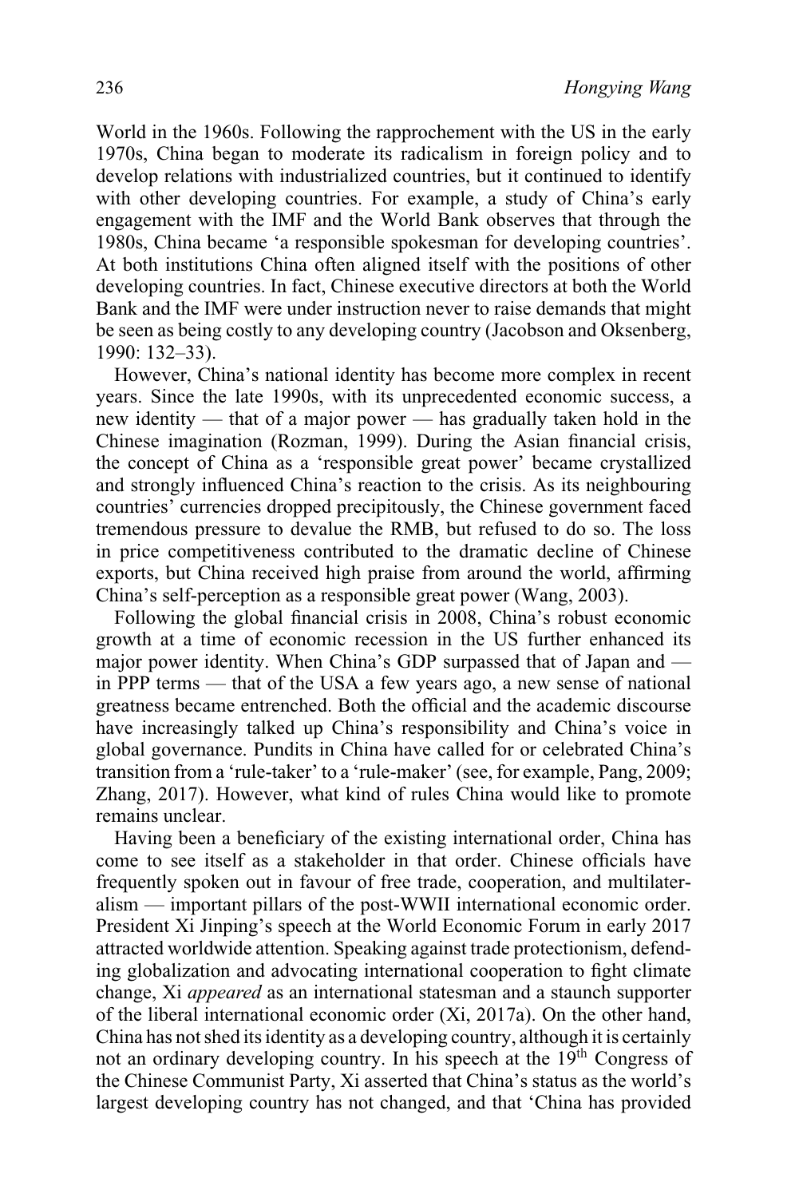World in the 1960s. Following the rapprochement with the US in the early 1970s, China began to moderate its radicalism in foreign policy and to develop relations with industrialized countries, but it continued to identify with other developing countries. For example, a study of China's early engagement with the IMF and the World Bank observes that through the 1980s, China became 'a responsible spokesman for developing countries'. At both institutions China often aligned itself with the positions of other developing countries. In fact, Chinese executive directors at both the World Bank and the IMF were under instruction never to raise demands that might be seen as being costly to any developing country (Jacobson and Oksenberg, 1990: 132–33).

However, China's national identity has become more complex in recent years. Since the late 1990s, with its unprecedented economic success, a new identity — that of a major power — has gradually taken hold in the Chinese imagination (Rozman, 1999). During the Asian financial crisis, the concept of China as a 'responsible great power' became crystallized and strongly influenced China's reaction to the crisis. As its neighbouring countries' currencies dropped precipitously, the Chinese government faced tremendous pressure to devalue the RMB, but refused to do so. The loss in price competitiveness contributed to the dramatic decline of Chinese exports, but China received high praise from around the world, affirming China's self-perception as a responsible great power (Wang, 2003).

Following the global financial crisis in 2008, China's robust economic growth at a time of economic recession in the US further enhanced its major power identity. When China's GDP surpassed that of Japan and — in PPP terms — that of the USA a few years ago, a new sense of national greatness became entrenched. Both the official and the academic discourse have increasingly talked up China's responsibility and China's voice in global governance. Pundits in China have called for or celebrated China's transition from a 'rule-taker' to a 'rule-maker' (see, for example, Pang, 2009; Zhang, 2017). However, what kind of rules China would like to promote remains unclear.

Having been a beneficiary of the existing international order, China has come to see itself as a stakeholder in that order. Chinese officials have frequently spoken out in favour of free trade, cooperation, and multilateralism — important pillars of the post-WWII international economic order. President Xi Jinping's speech at the World Economic Forum in early 2017 attracted worldwide attention. Speaking against trade protectionism, defending globalization and advocating international cooperation to fight climate change, Xi *appeared* as an international statesman and a staunch supporter of the liberal international economic order (Xi, 2017a). On the other hand, China has not shed its identity as a developing country, although it is certainly not an ordinary developing country. In his speech at the 19th Congress of the Chinese Communist Party, Xi asserted that China's status as the world's largest developing country has not changed, and that 'China has provided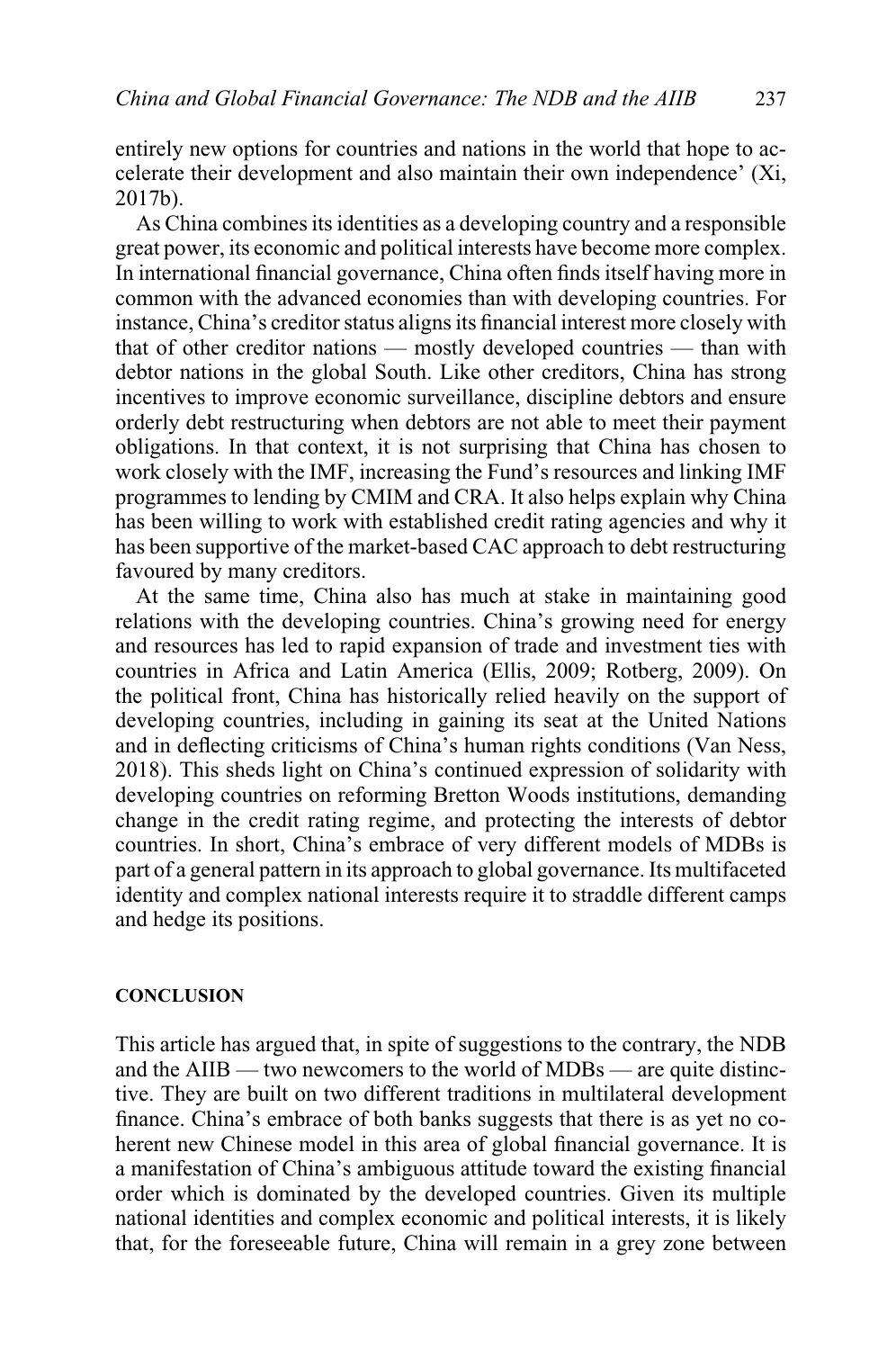entirely new options for countries and nations in the world that hope to accelerate their development and also maintain their own independence' (Xi, 2017b).

As China combines its identities as a developing country and a responsible great power, its economic and political interests have become more complex. In international financial governance, China often finds itself having more in common with the advanced economies than with developing countries. For instance, China's creditor status aligns its financial interest more closely with that of other creditor nations — mostly developed countries — than with debtor nations in the global South. Like other creditors, China has strong incentives to improve economic surveillance, discipline debtors and ensure orderly debt restructuring when debtors are not able to meet their payment obligations. In that context, it is not surprising that China has chosen to work closely with the IMF, increasing the Fund's resources and linking IMF programmes to lending by CMIM and CRA. It also helps explain why China has been willing to work with established credit rating agencies and why it has been supportive of the market-based CAC approach to debt restructuring favoured by many creditors.

At the same time, China also has much at stake in maintaining good relations with the developing countries. China's growing need for energy and resources has led to rapid expansion of trade and investment ties with countries in Africa and Latin America (Ellis, 2009; Rotberg, 2009). On the political front, China has historically relied heavily on the support of developing countries, including in gaining its seat at the United Nations and in deflecting criticisms of China's human rights conditions (Van Ness, 2018). This sheds light on China's continued expression of solidarity with developing countries on reforming Bretton Woods institutions, demanding change in the credit rating regime, and protecting the interests of debtor countries. In short, China's embrace of very different models of MDBs is part of a general pattern in its approach to global governance. Its multifaceted identity and complex national interests require it to straddle different camps and hedge its positions.

## CONCLUSION

This article has argued that, in spite of suggestions to the contrary, the NDB and the AIIB — two newcomers to the world of MDBs — are quite distinctive. They are built on two different traditions in multilateral development finance. China's embrace of both banks suggests that there is as yet no coherent new Chinese model in this area of global financial governance. It is a manifestation of China's ambiguous attitude toward the existing financial order which is dominated by the developed countries. Given its multiple national identities and complex economic and political interests, it is likely that, for the foreseeable future, China will remain in a grey zone between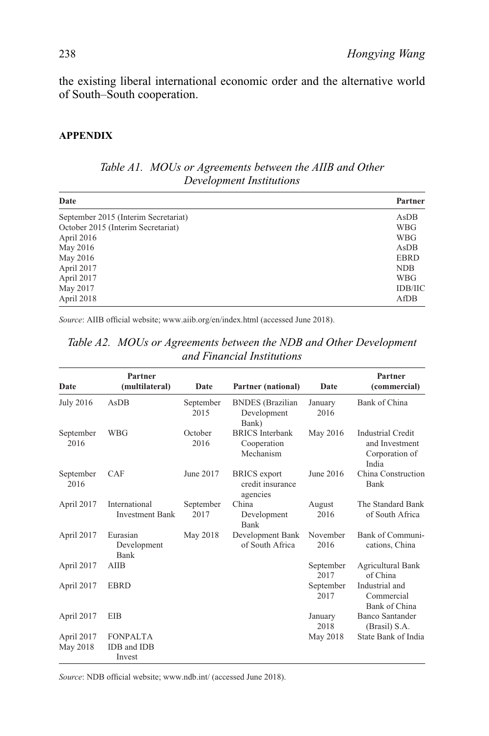the existing liberal international economic order and the alternative world of South–South cooperation.

## APPENDIX

*Table A1. MOUs or Agreements between the AIIB and Other Development Institutions*

| Date | Partner |
|---|---|
| September 2015 (Interim Secretariat) | AsDB |
| October 2015 (Interim Secretariat) | WBG |
| April 2016 | WBG |
| May 2016 | AsDB |
| May 2016 | EBRD |
| April 2017 | NDB |
| April 2017 | WBG |
| May 2017 | IDB/IIC |
| April 2018 | AfDB |

*Source*: AIIB official website; www.aiib.org/en/index.html (accessed June 2018).

*Table A2. MOUs or Agreements between the NDB and Other Development and Financial Institutions*

| Date | Partner (multilateral) | Date | Partner (national) | Date | Partner (commercial) |
|---|---|---|---|---|---|
| July 2016 | AsDB | September 2015 | BNDES (Brazilian Development Bank) | January 2016 | Bank of China |
| September 2016 | WBG | October 2016 | BRICS Interbank Cooperation Mechanism | May 2016 | Industrial Credit and Investment Corporation of India |
| September 2016 | CAF | June 2017 | BRICS export credit insurance agencies | June 2016 | China Construction Bank |
| April 2017 | International Investment Bank | September 2017 | China Development Bank | August 2016 | The Standard Bank of South Africa |
| April 2017 | Eurasian Development Bank | May 2018 | Development Bank of South Africa | November 2016 | Bank of Communications, China |
| April 2017 | AIIB | | | September 2017 | Agricultural Bank of China |
| April 2017 | EBRD | | | September 2017 | Industrial and Commercial Bank of China |
| April 2017 | EIB | | | January 2018 | Banco Santander (Brasil) S.A. |
| April 2017 | FONPALTA | | | May 2018 | State Bank of India |
| May 2018 | IDB and IDB Invest | | | | |

*Source*: NDB official website; www.ndb.int/ (accessed June 2018).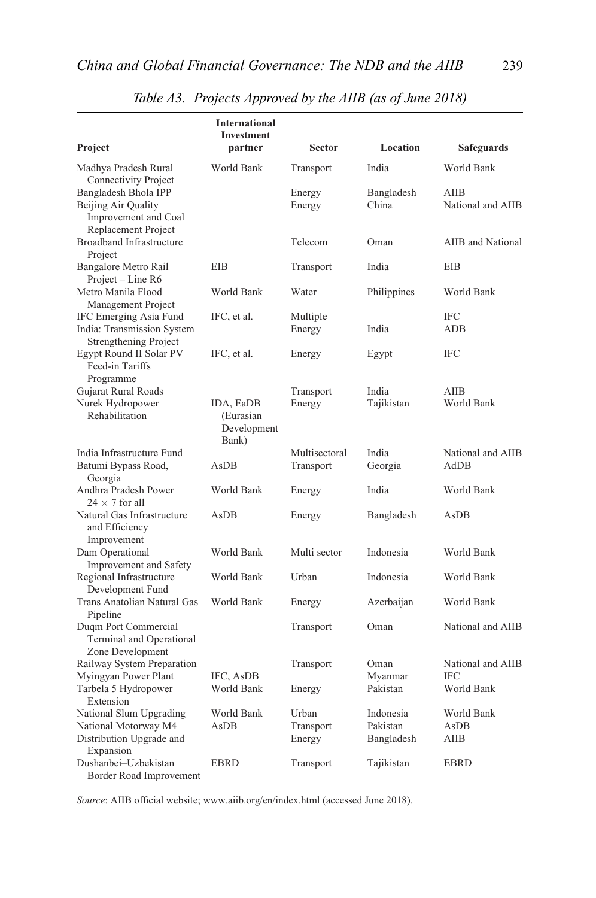*Table A3. Projects Approved by the AIIB (as of June 2018)*

| Project | International Investment partner | Sector | Location | Safeguards |
|---|---|---|---|---|
| Madhya Pradesh Rural Connectivity Project | World Bank | Transport | India | World Bank |
| Bangladesh Bhola IPP | | Energy | Bangladesh | AIIB |
| Beijing Air Quality Improvement and Coal Replacement Project | | Energy | China | National and AIIB |
| Broadband Infrastructure Project | | Telecom | Oman | AIIB and National |
| Bangalore Metro Rail Project – Line R6 | EIB | Transport | India | EIB |
| Metro Manila Flood Management Project | World Bank | Water | Philippines | World Bank |
| IFC Emerging Asia Fund | IFC, et al. | Multiple | | IFC |
| India: Transmission System Strengthening Project | | Energy | India | ADB |
| Egypt Round II Solar PV Feed-in Tariffs Programme | IFC, et al. | Energy | Egypt | IFC |
| Gujarat Rural Roads | | Transport | India | AIIB |
| Nurek Hydropower Rehabilitation | IDA, EaDB (Eurasian Development Bank) | Energy | Tajikistan | World Bank |
| India Infrastructure Fund | | Multisectoral | India | National and AIIB |
| Batumi Bypass Road, Georgia | AsDB | Transport | Georgia | AdDB |
| Andhra Pradesh Power 24 × 7 for all | World Bank | Energy | India | World Bank |
| Natural Gas Infrastructure and Efficiency Improvement | AsDB | Energy | Bangladesh | AsDB |
| Dam Operational Improvement and Safety | World Bank | Multi sector | Indonesia | World Bank |
| Regional Infrastructure Development Fund | World Bank | Urban | Indonesia | World Bank |
| Trans Anatolian Natural Gas Pipeline | World Bank | Energy | Azerbaijan | World Bank |
| Duqm Port Commercial Terminal and Operational Zone Development | | Transport | Oman | National and AIIB |
| Railway System Preparation | | Transport | Oman | National and AIIB |
| Myingyan Power Plant | IFC, AsDB | | Myanmar | IFC |
| Tarbela 5 Hydropower Extension | World Bank | Energy | Pakistan | World Bank |
| National Slum Upgrading | World Bank | Urban | Indonesia | World Bank |
| National Motorway M4 | AsDB | Transport | Pakistan | AsDB |
| Distribution Upgrade and Expansion | | Energy | Bangladesh | AIIB |
| Dushanbei–Uzbekistan Border Road Improvement | EBRD | Transport | Tajikistan | EBRD |

*Source*: AIIB official website; www.aiib.org/en/index.html (accessed June 2018).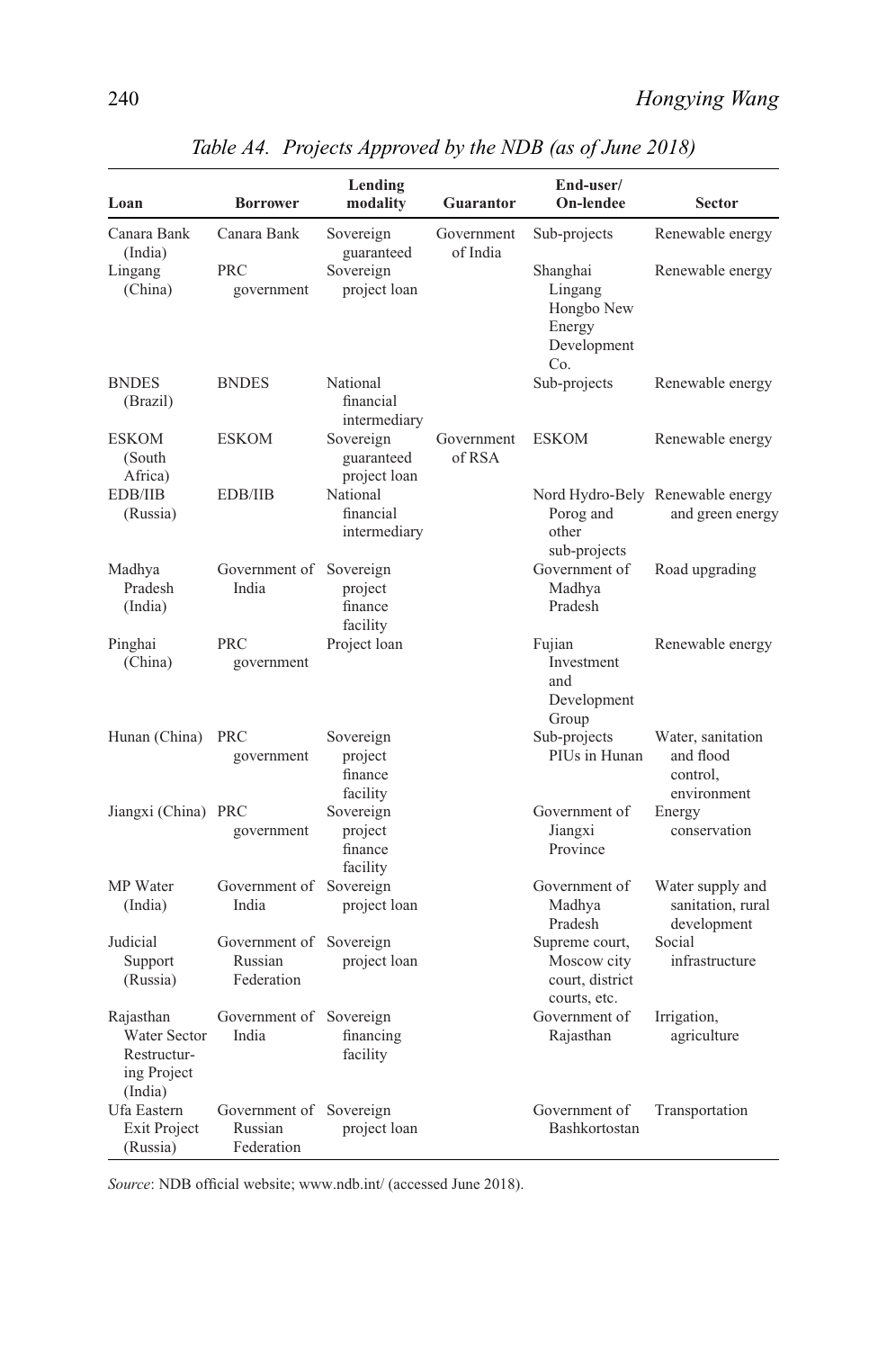*Table A4. Projects Approved by the NDB (as of June 2018)*

| Loan | Borrower | Lending modality | Guarantor | End-user/ On-lendee | Sector |
|---|---|---|---|---|---|
| Canara Bank (India) | Canara Bank | Sovereign guaranteed | Government of India | Sub-projects | Renewable energy |
| Lingang (China) | PRC government | Sovereign project loan | | Shanghai Lingang Hongbo New Energy Development Co. | Renewable energy |
| BNDES (Brazil) | BNDES | National financial intermediary | | Sub-projects | Renewable energy |
| ESKOM (South Africa) | ESKOM | Sovereign guaranteed project loan | Government of RSA | ESKOM | Renewable energy |
| EDB/IIB (Russia) | EDB/IIB | National financial intermediary | | Nord Hydro-Bely Porog and other sub-projects | Renewable energy and green energy |
| Madhya Pradesh (India) | Government of India | Sovereign project finance facility | | Government of Madhya Pradesh | Road upgrading |
| Pinghai (China) | PRC government | Project loan | | Fujian Investment and Development Group | Renewable energy |
| Hunan (China) | PRC government | Sovereign project finance facility | | Sub-projects PIUs in Hunan | Water, sanitation and flood control, environment |
| Jiangxi (China) | PRC government | Sovereign project finance facility | | Government of Jiangxi Province | Energy conservation |
| MP Water (India) | Government of India | Sovereign project loan | | Government of Madhya Pradesh | Water supply and sanitation, rural development |
| Judicial Support (Russia) | Government of Russian Federation | Sovereign project loan | | Supreme court, Moscow city court, district courts, etc. | Social infrastructure |
| Rajasthan Water Sector Restructuring Project (India) | Government of India | Sovereign financing facility | | Government of Rajasthan | Irrigation, agriculture |
| Ufa Eastern Exit Project (Russia) | Government of Russian Federation | Sovereign project loan | | Government of Bashkortostan | Transportation |

*Source*: NDB official website; www.ndb.int/ (accessed June 2018).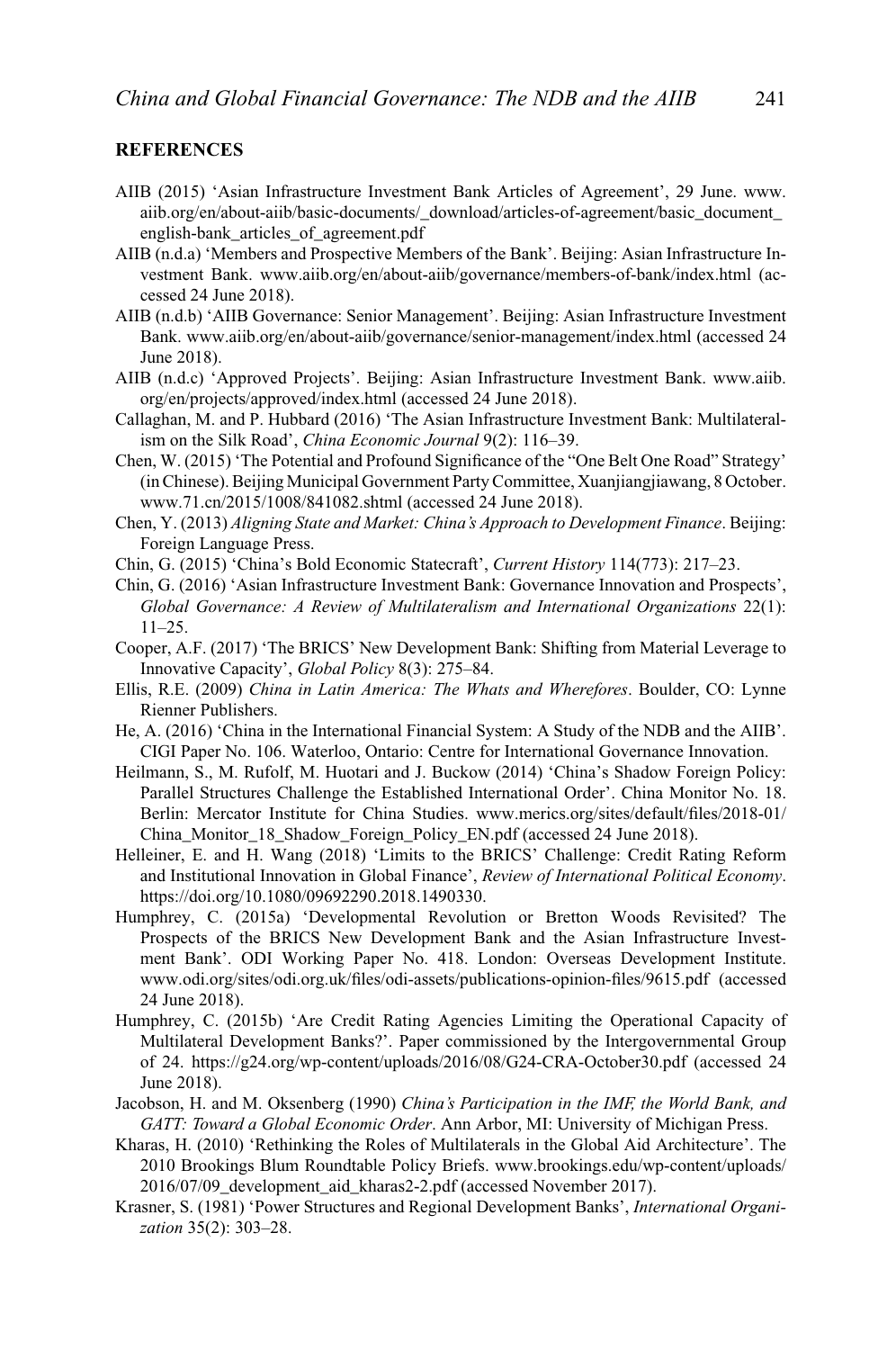**REFERENCES**

AIIB (2015) 'Asian Infrastructure Investment Bank Articles of Agreement', 29 June. www.aiib.org/en/about-aiib/basic-documents/_download/articles-of-agreement/basic_document_english-bank_articles_of_agreement.pdf

AIIB (n.d.a) 'Members and Prospective Members of the Bank'. Beijing: Asian Infrastructure Investment Bank. www.aiib.org/en/about-aiib/governance/members-of-bank/index.html (accessed 24 June 2018).

AIIB (n.d.b) 'AIIB Governance: Senior Management'. Beijing: Asian Infrastructure Investment Bank. www.aiib.org/en/about-aiib/governance/senior-management/index.html (accessed 24 June 2018).

AIIB (n.d.c) 'Approved Projects'. Beijing: Asian Infrastructure Investment Bank. www.aiib.org/en/projects/approved/index.html (accessed 24 June 2018).

Callaghan, M. and P. Hubbard (2016) 'The Asian Infrastructure Investment Bank: Multilateralism on the Silk Road', *China Economic Journal* 9(2): 116–39.

Chen, W. (2015) 'The Potential and Profound Significance of the "One Belt One Road" Strategy' (in Chinese). Beijing Municipal Government Party Committee, Xuanjiangjiawang, 8 October. www.71.cn/2015/1008/841082.shtml (accessed 24 June 2018).

Chen, Y. (2013) *Aligning State and Market: China's Approach to Development Finance*. Beijing: Foreign Language Press.

Chin, G. (2015) 'China's Bold Economic Statecraft', *Current History* 114(773): 217–23.

Chin, G. (2016) 'Asian Infrastructure Investment Bank: Governance Innovation and Prospects', *Global Governance: A Review of Multilateralism and International Organizations* 22(1): 11–25.

Cooper, A.F. (2017) 'The BRICS' New Development Bank: Shifting from Material Leverage to Innovative Capacity', *Global Policy* 8(3): 275–84.

Ellis, R.E. (2009) *China in Latin America: The Whats and Wherefores*. Boulder, CO: Lynne Rienner Publishers.

He, A. (2016) 'China in the International Financial System: A Study of the NDB and the AIIB'. CIGI Paper No. 106. Waterloo, Ontario: Centre for International Governance Innovation.

Heilmann, S., M. Rufolf, M. Huotari and J. Buckow (2014) 'China's Shadow Foreign Policy: Parallel Structures Challenge the Established International Order'. China Monitor No. 18. Berlin: Mercator Institute for China Studies. www.merics.org/sites/default/files/2018-01/China_Monitor_18_Shadow_Foreign_Policy_EN.pdf (accessed 24 June 2018).

Helleiner, E. and H. Wang (2018) 'Limits to the BRICS' Challenge: Credit Rating Reform and Institutional Innovation in Global Finance', *Review of International Political Economy*. https://doi.org/10.1080/09692290.2018.1490330.

Humphrey, C. (2015a) 'Developmental Revolution or Bretton Woods Revisited? The Prospects of the BRICS New Development Bank and the Asian Infrastructure Investment Bank'. ODI Working Paper No. 418. London: Overseas Development Institute. www.odi.org/sites/odi.org.uk/files/odi-assets/publications-opinion-files/9615.pdf (accessed 24 June 2018).

Humphrey, C. (2015b) 'Are Credit Rating Agencies Limiting the Operational Capacity of Multilateral Development Banks?'. Paper commissioned by the Intergovernmental Group of 24. https://g24.org/wp-content/uploads/2016/08/G24-CRA-October30.pdf (accessed 24 June 2018).

Jacobson, H. and M. Oksenberg (1990) *China's Participation in the IMF, the World Bank, and GATT: Toward a Global Economic Order*. Ann Arbor, MI: University of Michigan Press.

Kharas, H. (2010) 'Rethinking the Roles of Multilaterals in the Global Aid Architecture'. The 2010 Brookings Blum Roundtable Policy Briefs. www.brookings.edu/wp-content/uploads/2016/07/09_development_aid_kharas2-2.pdf (accessed November 2017).

Krasner, S. (1981) 'Power Structures and Regional Development Banks', *International Organization* 35(2): 303–28.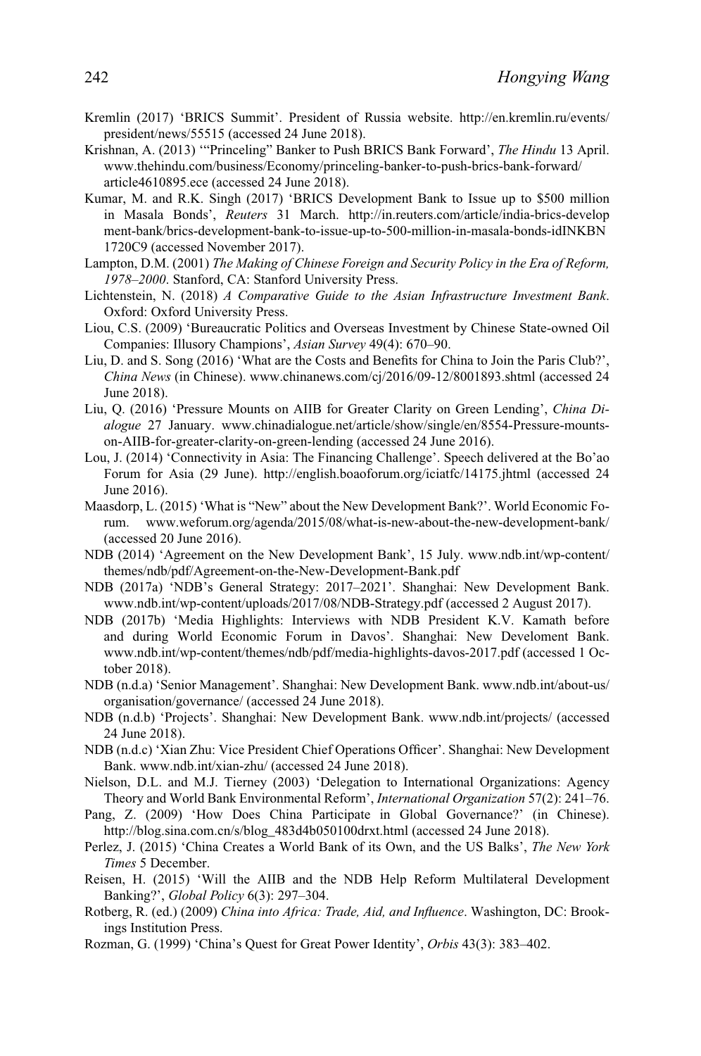Kremlin (2017) 'BRICS Summit'. President of Russia website. http://en.kremlin.ru/events/president/news/55515 (accessed 24 June 2018).

Krishnan, A. (2013) '"Princeling" Banker to Push BRICS Bank Forward', *The Hindu* 13 April. www.thehindu.com/business/Economy/princeling-banker-to-push-brics-bank-forward/article4610895.ece (accessed 24 June 2018).

Kumar, M. and R.K. Singh (2017) 'BRICS Development Bank to Issue up to $500 million in Masala Bonds', *Reuters* 31 March. http://in.reuters.com/article/india-brics-development-bank/brics-development-bank-to-issue-up-to-500-million-in-masala-bonds-idINKBN1720C9 (accessed November 2017).

Lampton, D.M. (2001) *The Making of Chinese Foreign and Security Policy in the Era of Reform, 1978–2000*. Stanford, CA: Stanford University Press.

Lichtenstein, N. (2018) *A Comparative Guide to the Asian Infrastructure Investment Bank*. Oxford: Oxford University Press.

Liou, C.S. (2009) 'Bureaucratic Politics and Overseas Investment by Chinese State-owned Oil Companies: Illusory Champions', *Asian Survey* 49(4): 670–90.

Liu, D. and S. Song (2016) 'What are the Costs and Benefits for China to Join the Paris Club?', *China News* (in Chinese). www.chinanews.com/cj/2016/09-12/8001893.shtml (accessed 24 June 2018).

Liu, Q. (2016) 'Pressure Mounts on AIIB for Greater Clarity on Green Lending', *China Dialogue* 27 January. www.chinadialogue.net/article/show/single/en/8554-Pressure-mounts-on-AIIB-for-greater-clarity-on-green-lending (accessed 24 June 2016).

Lou, J. (2014) 'Connectivity in Asia: The Financing Challenge'. Speech delivered at the Bo'ao Forum for Asia (29 June). http://english.boaoforum.org/iciatfc/14175.jhtml (accessed 24 June 2016).

Maasdorp, L. (2015) 'What is "New" about the New Development Bank?'. World Economic Forum. www.weforum.org/agenda/2015/08/what-is-new-about-the-new-development-bank/ (accessed 20 June 2016).

NDB (2014) 'Agreement on the New Development Bank', 15 July. www.ndb.int/wp-content/themes/ndb/pdf/Agreement-on-the-New-Development-Bank.pdf

NDB (2017a) 'NDB's General Strategy: 2017–2021'. Shanghai: New Development Bank. www.ndb.int/wp-content/uploads/2017/08/NDB-Strategy.pdf (accessed 2 August 2017).

NDB (2017b) 'Media Highlights: Interviews with NDB President K.V. Kamath before and during World Economic Forum in Davos'. Shanghai: New Develoment Bank. www.ndb.int/wp-content/themes/ndb/pdf/media-highlights-davos-2017.pdf (accessed 1 October 2018).

NDB (n.d.a) 'Senior Management'. Shanghai: New Development Bank. www.ndb.int/about-us/organisation/governance/ (accessed 24 June 2018).

NDB (n.d.b) 'Projects'. Shanghai: New Development Bank. www.ndb.int/projects/ (accessed 24 June 2018).

NDB (n.d.c) 'Xian Zhu: Vice President Chief Operations Officer'. Shanghai: New Development Bank. www.ndb.int/xian-zhu/ (accessed 24 June 2018).

Nielson, D.L. and M.J. Tierney (2003) 'Delegation to International Organizations: Agency Theory and World Bank Environmental Reform', *International Organization* 57(2): 241–76.

Pang, Z. (2009) 'How Does China Participate in Global Governance?' (in Chinese). http://blog.sina.com.cn/s/blog_483d4b050100drxt.html (accessed 24 June 2018).

Perlez, J. (2015) 'China Creates a World Bank of its Own, and the US Balks', *The New York Times* 5 December.

Reisen, H. (2015) 'Will the AIIB and the NDB Help Reform Multilateral Development Banking?', *Global Policy* 6(3): 297–304.

Rotberg, R. (ed.) (2009) *China into Africa: Trade, Aid, and Influence*. Washington, DC: Brookings Institution Press.

Rozman, G. (1999) 'China's Quest for Great Power Identity', *Orbis* 43(3): 383–402.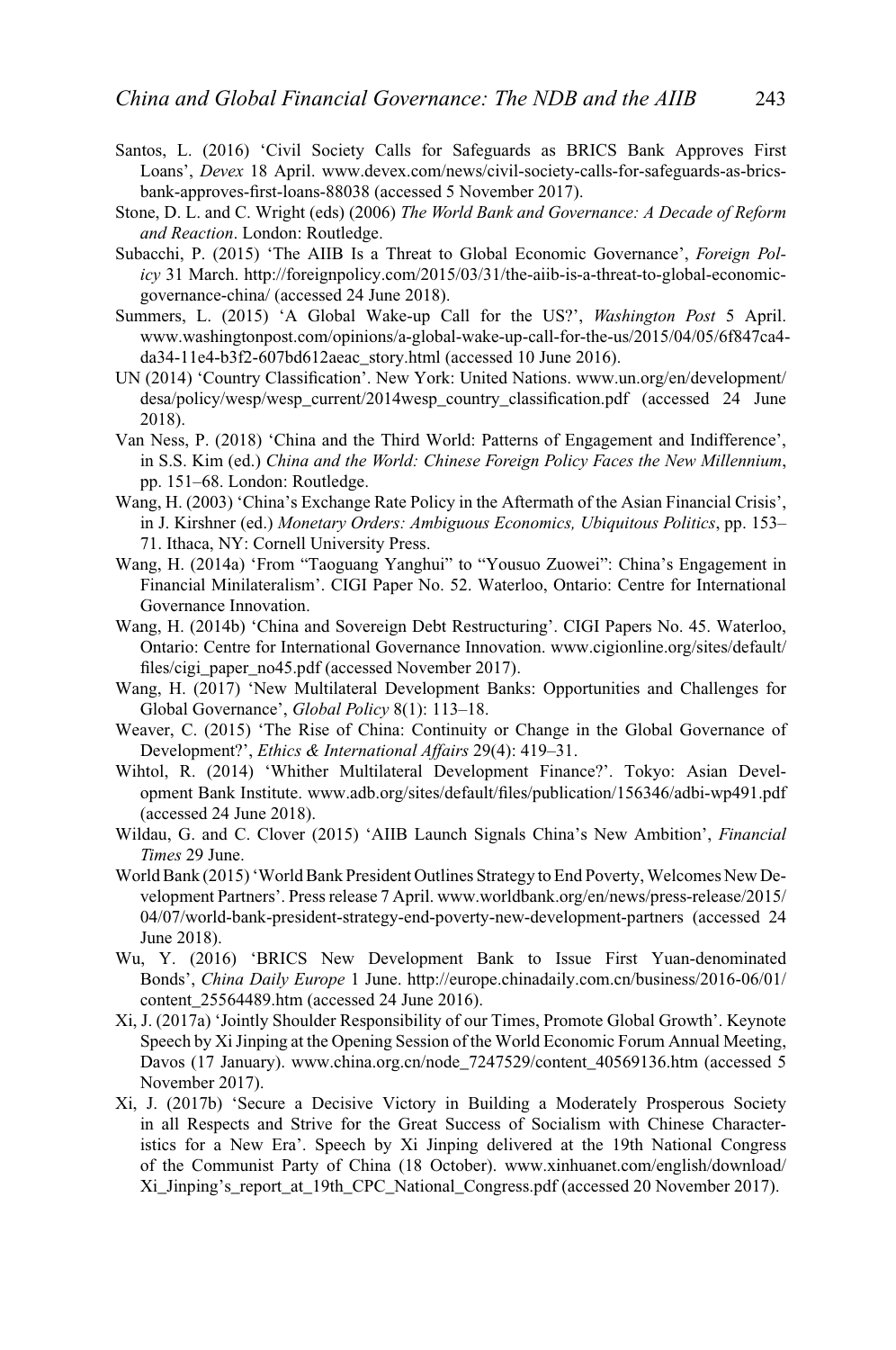Santos, L. (2016) 'Civil Society Calls for Safeguards as BRICS Bank Approves First Loans', *Devex* 18 April. www.devex.com/news/civil-society-calls-for-safeguards-as-brics-bank-approves-first-loans-88038 (accessed 5 November 2017).

Stone, D. L. and C. Wright (eds) (2006) *The World Bank and Governance: A Decade of Reform and Reaction*. London: Routledge.

Subacchi, P. (2015) 'The AIIB Is a Threat to Global Economic Governance', *Foreign Policy* 31 March. http://foreignpolicy.com/2015/03/31/the-aiib-is-a-threat-to-global-economic-governance-china/ (accessed 24 June 2018).

Summers, L. (2015) 'A Global Wake-up Call for the US?', *Washington Post* 5 April. www.washingtonpost.com/opinions/a-global-wake-up-call-for-the-us/2015/04/05/6f847ca4-da34-11e4-b3f2-607bd612aeac_story.html (accessed 10 June 2016).

UN (2014) 'Country Classification'. New York: United Nations. www.un.org/en/development/desa/policy/wesp/wesp_current/2014wesp_country_classification.pdf (accessed 24 June 2018).

Van Ness, P. (2018) 'China and the Third World: Patterns of Engagement and Indifference', in S.S. Kim (ed.) *China and the World: Chinese Foreign Policy Faces the New Millennium*, pp. 151–68. London: Routledge.

Wang, H. (2003) 'China's Exchange Rate Policy in the Aftermath of the Asian Financial Crisis', in J. Kirshner (ed.) *Monetary Orders: Ambiguous Economics, Ubiquitous Politics*, pp. 153–71. Ithaca, NY: Cornell University Press.

Wang, H. (2014a) 'From "Taoguang Yanghui" to "Yousuo Zuowei": China's Engagement in Financial Minilateralism'. CIGI Paper No. 52. Waterloo, Ontario: Centre for International Governance Innovation.

Wang, H. (2014b) 'China and Sovereign Debt Restructuring'. CIGI Papers No. 45. Waterloo, Ontario: Centre for International Governance Innovation. www.cigionline.org/sites/default/files/cigi_paper_no45.pdf (accessed November 2017).

Wang, H. (2017) 'New Multilateral Development Banks: Opportunities and Challenges for Global Governance', *Global Policy* 8(1): 113–18.

Weaver, C. (2015) 'The Rise of China: Continuity or Change in the Global Governance of Development?', *Ethics & International Affairs* 29(4): 419–31.

Wihtol, R. (2014) 'Whither Multilateral Development Finance?'. Tokyo: Asian Development Bank Institute. www.adb.org/sites/default/files/publication/156346/adbi-wp491.pdf (accessed 24 June 2018).

Wildau, G. and C. Clover (2015) 'AIIB Launch Signals China's New Ambition', *Financial Times* 29 June.

World Bank (2015) 'World Bank President Outlines Strategy to End Poverty, Welcomes New Development Partners'. Press release 7 April. www.worldbank.org/en/news/press-release/2015/04/07/world-bank-president-strategy-end-poverty-new-development-partners (accessed 24 June 2018).

Wu, Y. (2016) 'BRICS New Development Bank to Issue First Yuan-denominated Bonds', *China Daily Europe* 1 June. http://europe.chinadaily.com.cn/business/2016-06/01/content_25564489.htm (accessed 24 June 2016).

Xi, J. (2017a) 'Jointly Shoulder Responsibility of our Times, Promote Global Growth'. Keynote Speech by Xi Jinping at the Opening Session of the World Economic Forum Annual Meeting, Davos (17 January). www.china.org.cn/node_7247529/content_40569136.htm (accessed 5 November 2017).

Xi, J. (2017b) 'Secure a Decisive Victory in Building a Moderately Prosperous Society in all Respects and Strive for the Great Success of Socialism with Chinese Characteristics for a New Era'. Speech by Xi Jinping delivered at the 19th National Congress of the Communist Party of China (18 October). www.xinhuanet.com/english/download/Xi_Jinping's_report_at_19th_CPC_National_Congress.pdf (accessed 20 November 2017).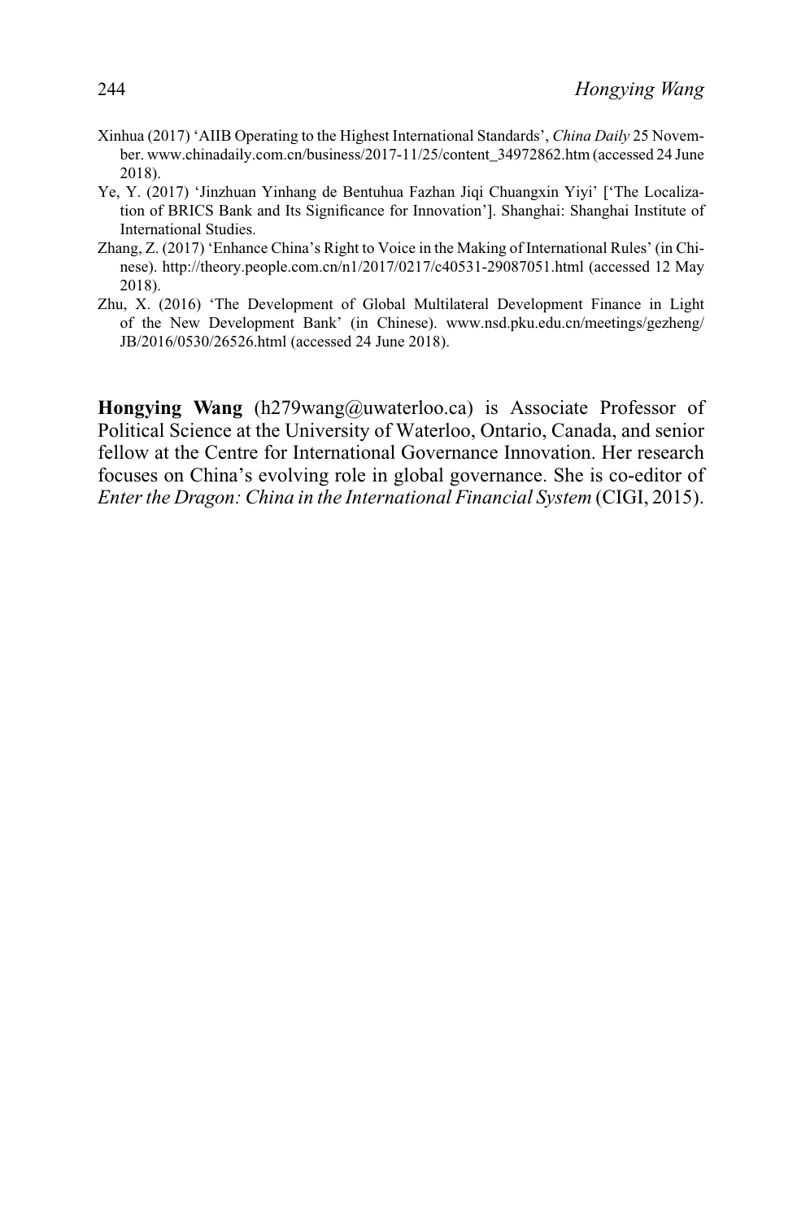Xinhua (2017) 'AIIB Operating to the Highest International Standards', *China Daily* 25 November. www.chinadaily.com.cn/business/2017-11/25/content_34972862.htm (accessed 24 June 2018).

Ye, Y. (2017) 'Jinzhuan Yinhang de Bentuhua Fazhan Jiqi Chuangxin Yiyi' ['The Localization of BRICS Bank and Its Significance for Innovation']. Shanghai: Shanghai Institute of International Studies.

Zhang, Z. (2017) 'Enhance China's Right to Voice in the Making of International Rules' (in Chinese). http://theory.people.com.cn/n1/2017/0217/c40531-29087051.html (accessed 12 May 2018).

Zhu, X. (2016) 'The Development of Global Multilateral Development Finance in Light of the New Development Bank' (in Chinese). www.nsd.pku.edu.cn/meetings/gezheng/JB/2016/0530/26526.html (accessed 24 June 2018).

**Hongying Wang** (h279wang@uwaterloo.ca) is Associate Professor of Political Science at the University of Waterloo, Ontario, Canada, and senior fellow at the Centre for International Governance Innovation. Her research focuses on China's evolving role in global governance. She is co-editor of *Enter the Dragon: China in the International Financial System* (CIGI, 2015).